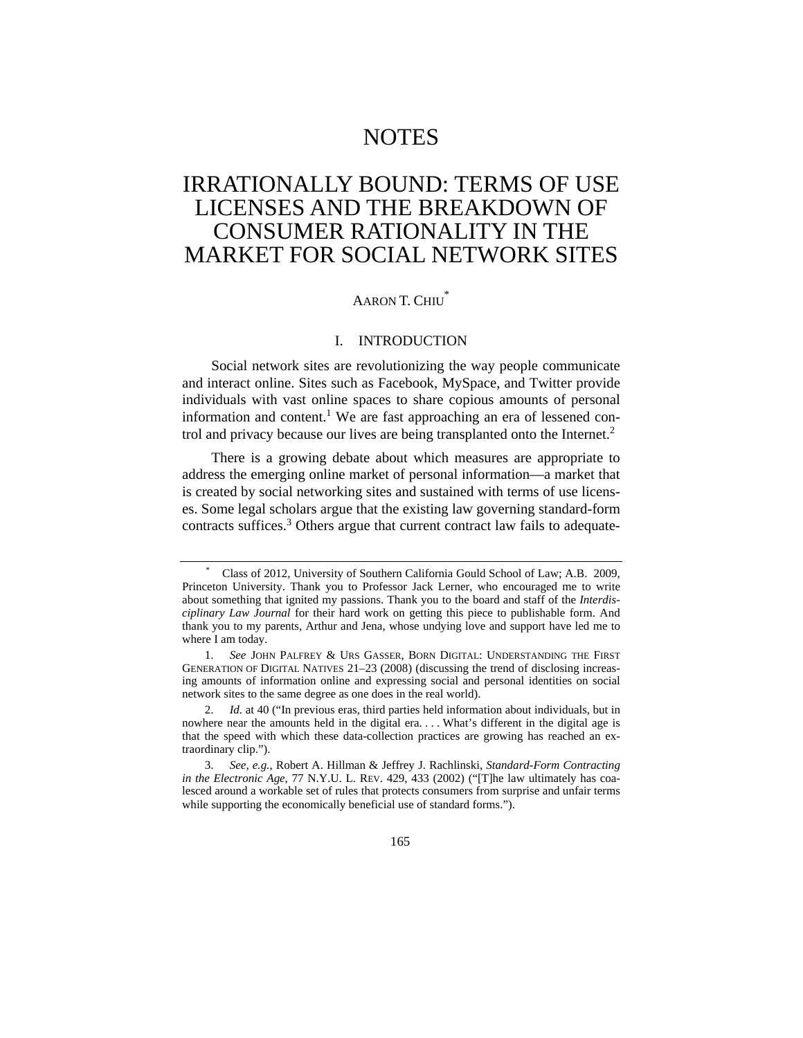# NOTES

# IRRATIONALLY BOUND: TERMS OF USE LICENSES AND THE BREAKDOWN OF CONSUMER RATIONALITY IN THE MARKET FOR SOCIAL NETWORK SITES

AARON T. CHIU[*]

## I. INTRODUCTION

Social network sites are revolutionizing the way people communicate and interact online. Sites such as Facebook, MySpace, and Twitter provide individuals with vast online spaces to share copious amounts of personal information and content.[1] We are fast approaching an era of lessened control and privacy because our lives are being transplanted onto the Internet.[2]

There is a growing debate about which measures are appropriate to address the emerging online market of personal information—a market that is created by social networking sites and sustained with terms of use licenses. Some legal scholars argue that the existing law governing standard-form contracts suffices.[3] Others argue that current contract law fails to adequate-

---

[*] Class of 2012, University of Southern California Gould School of Law; A.B. 2009, Princeton University. Thank you to Professor Jack Lerner, who encouraged me to write about something that ignited my passions. Thank you to the board and staff of the *Interdisciplinary Law Journal* for their hard work on getting this piece to publishable form. And thank you to my parents, Arthur and Jena, whose undying love and support have led me to where I am today.

1. *See* JOHN PALFREY & URS GASSER, BORN DIGITAL: UNDERSTANDING THE FIRST GENERATION OF DIGITAL NATIVES 21–23 (2008) (discussing the trend of disclosing increasing amounts of information online and expressing social and personal identities on social network sites to the same degree as one does in the real world).

2. *Id.* at 40 ("In previous eras, third parties held information about individuals, but in nowhere near the amounts held in the digital era. . . . What's different in the digital age is that the speed with which these data-collection practices are growing has reached an extraordinary clip.").

3. *See, e.g.*, Robert A. Hillman & Jeffrey J. Rachlinski, *Standard-Form Contracting in the Electronic Age*, 77 N.Y.U. L. REV. 429, 433 (2002) ("[T]he law ultimately has coalesced around a workable set of rules that protects consumers from surprise and unfair terms while supporting the economically beneficial use of standard forms.").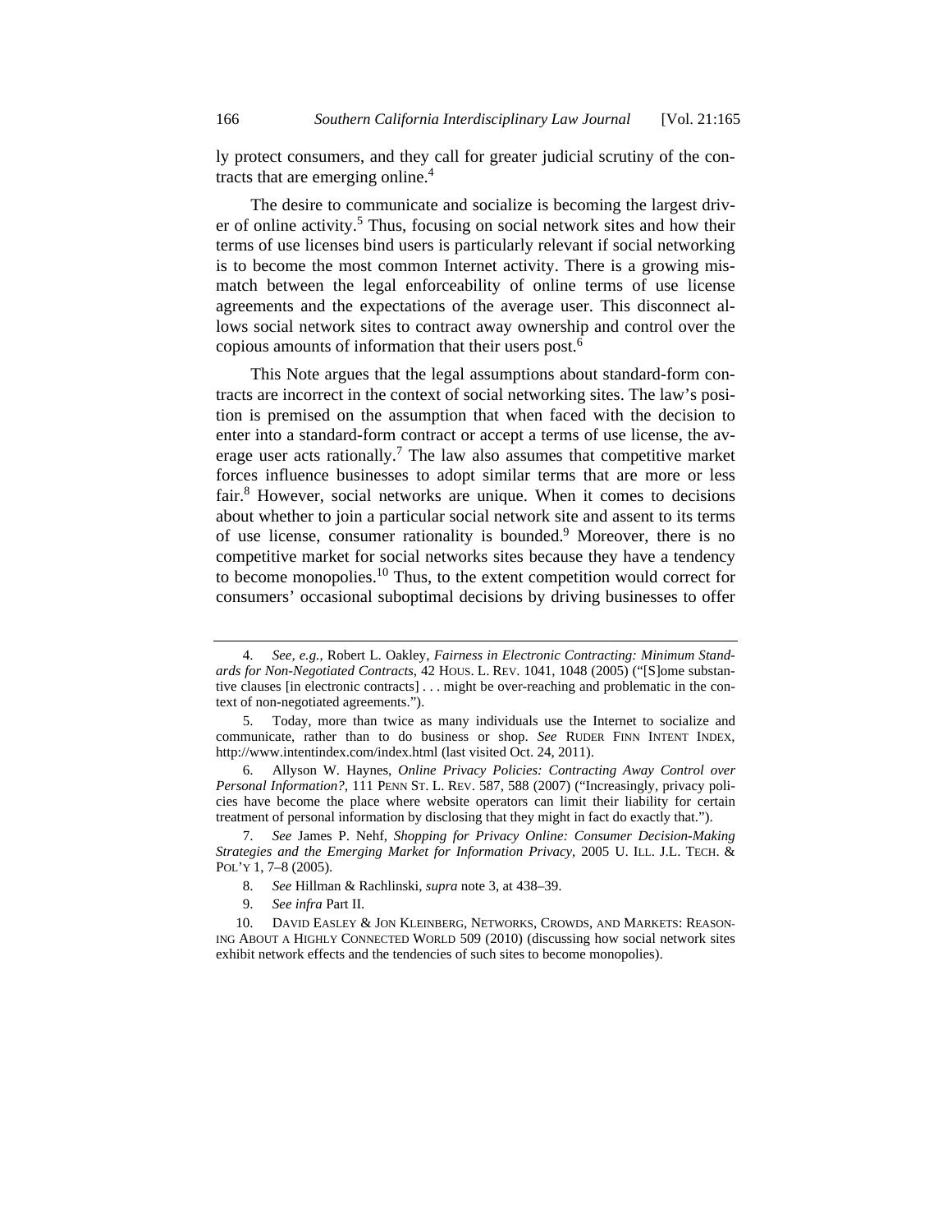ly protect consumers, and they call for greater judicial scrutiny of the contracts that are emerging online.[4]

The desire to communicate and socialize is becoming the largest driver of online activity.[5] Thus, focusing on social network sites and how their terms of use licenses bind users is particularly relevant if social networking is to become the most common Internet activity. There is a growing mismatch between the legal enforceability of online terms of use license agreements and the expectations of the average user. This disconnect allows social network sites to contract away ownership and control over the copious amounts of information that their users post.[6]

This Note argues that the legal assumptions about standard-form contracts are incorrect in the context of social networking sites. The law's position is premised on the assumption that when faced with the decision to enter into a standard-form contract or accept a terms of use license, the average user acts rationally.[7] The law also assumes that competitive market forces influence businesses to adopt similar terms that are more or less fair.[8] However, social networks are unique. When it comes to decisions about whether to join a particular social network site and assent to its terms of use license, consumer rationality is bounded.[9] Moreover, there is no competitive market for social networks sites because they have a tendency to become monopolies.[10] Thus, to the extent competition would correct for consumers' occasional suboptimal decisions by driving businesses to offer

---

4. *See, e.g.*, Robert L. Oakley, *Fairness in Electronic Contracting: Minimum Standards for Non-Negotiated Contracts*, 42 HOUS. L. REV. 1041, 1048 (2005) ("[S]ome substantive clauses [in electronic contracts] . . . might be over-reaching and problematic in the context of non-negotiated agreements.").

5. Today, more than twice as many individuals use the Internet to socialize and communicate, rather than to do business or shop. *See* RUDER FINN INTENT INDEX, http://www.intentindex.com/index.html (last visited Oct. 24, 2011).

6. Allyson W. Haynes, *Online Privacy Policies: Contracting Away Control over Personal Information?*, 111 PENN ST. L. REV. 587, 588 (2007) ("Increasingly, privacy policies have become the place where website operators can limit their liability for certain treatment of personal information by disclosing that they might in fact do exactly that.").

7. *See* James P. Nehf, *Shopping for Privacy Online: Consumer Decision-Making Strategies and the Emerging Market for Information Privacy*, 2005 U. ILL. J.L. TECH. & POL'Y 1, 7–8 (2005).

8. *See* Hillman & Rachlinski, *supra* note 3, at 438–39.

9. *See infra* Part II.

10. DAVID EASLEY & JON KLEINBERG, NETWORKS, CROWDS, AND MARKETS: REASONING ABOUT A HIGHLY CONNECTED WORLD 509 (2010) (discussing how social network sites exhibit network effects and the tendencies of such sites to become monopolies).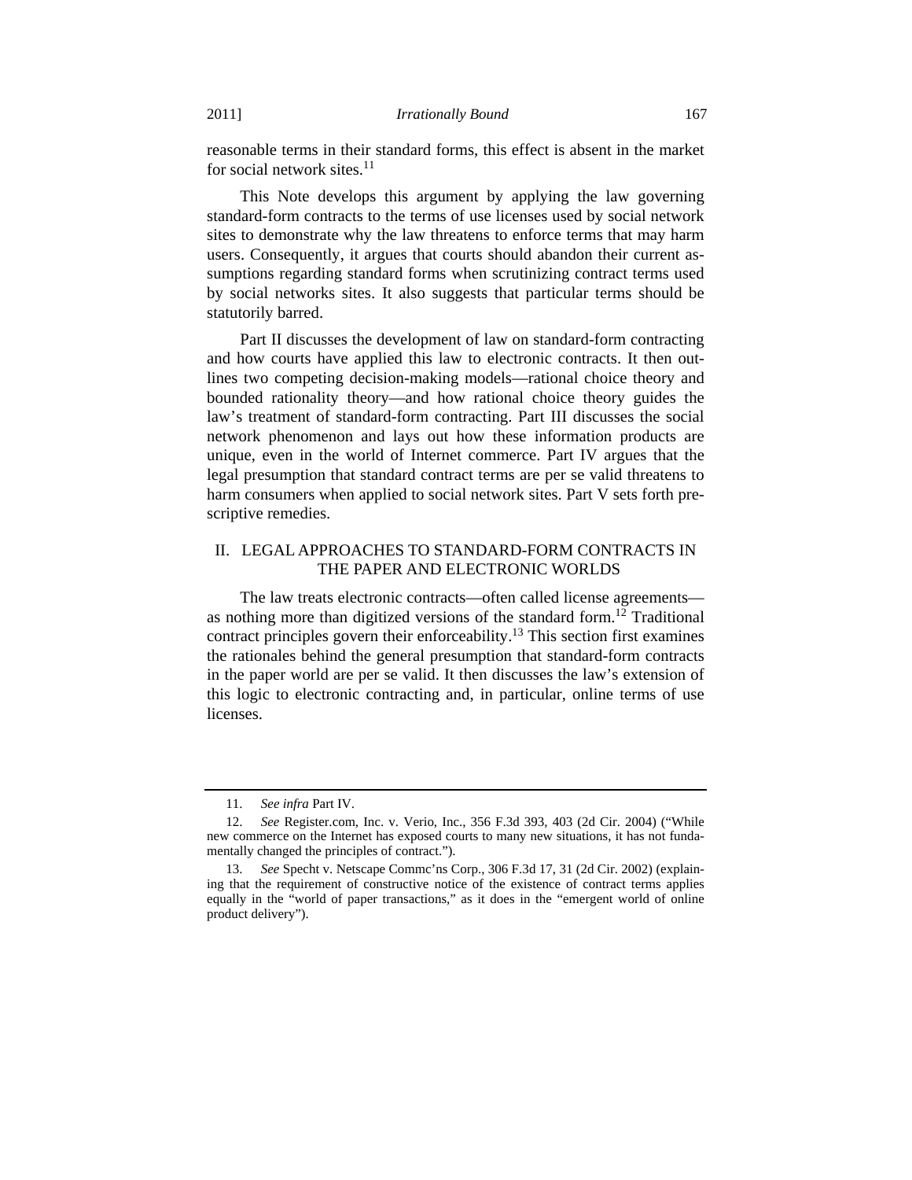reasonable terms in their standard forms, this effect is absent in the market for social network sites.[11]

This Note develops this argument by applying the law governing standard-form contracts to the terms of use licenses used by social network sites to demonstrate why the law threatens to enforce terms that may harm users. Consequently, it argues that courts should abandon their current assumptions regarding standard forms when scrutinizing contract terms used by social networks sites. It also suggests that particular terms should be statutorily barred.

Part II discusses the development of law on standard-form contracting and how courts have applied this law to electronic contracts. It then outlines two competing decision-making models—rational choice theory and bounded rationality theory—and how rational choice theory guides the law's treatment of standard-form contracting. Part III discusses the social network phenomenon and lays out how these information products are unique, even in the world of Internet commerce. Part IV argues that the legal presumption that standard contract terms are per se valid threatens to harm consumers when applied to social network sites. Part V sets forth prescriptive remedies.

## II. LEGAL APPROACHES TO STANDARD-FORM CONTRACTS IN THE PAPER AND ELECTRONIC WORLDS

The law treats electronic contracts—often called license agreements—as nothing more than digitized versions of the standard form.[12] Traditional contract principles govern their enforceability.[13] This section first examines the rationales behind the general presumption that standard-form contracts in the paper world are per se valid. It then discusses the law's extension of this logic to electronic contracting and, in particular, online terms of use licenses.

---

11. *See infra* Part IV.

12. *See* Register.com, Inc. v. Verio, Inc., 356 F.3d 393, 403 (2d Cir. 2004) ("While new commerce on the Internet has exposed courts to many new situations, it has not fundamentally changed the principles of contract.").

13. *See* Specht v. Netscape Commc'ns Corp., 306 F.3d 17, 31 (2d Cir. 2002) (explaining that the requirement of constructive notice of the existence of contract terms applies equally in the "world of paper transactions," as it does in the "emergent world of online product delivery").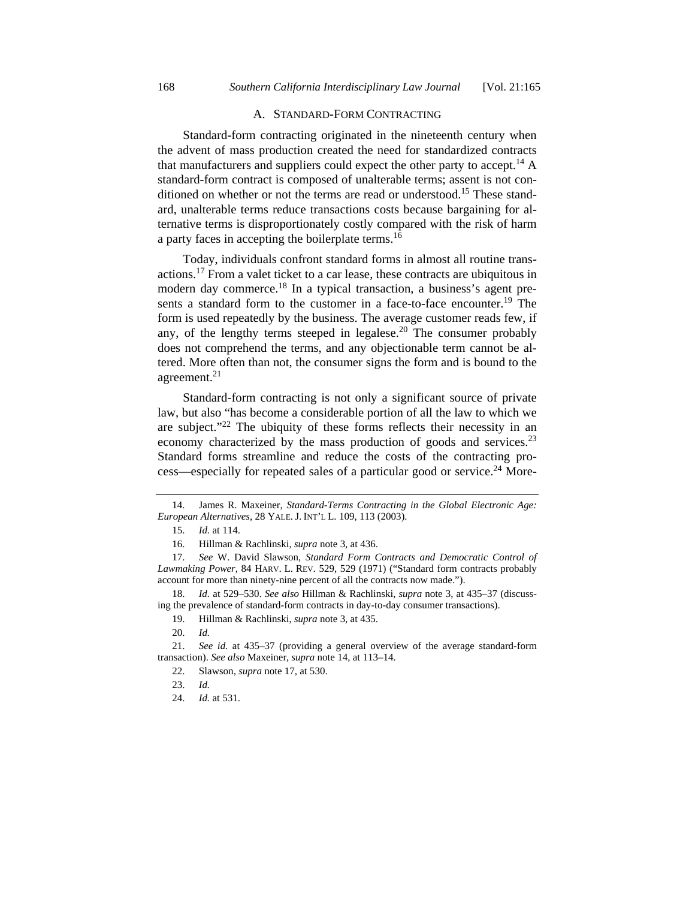### A. STANDARD-FORM CONTRACTING

Standard-form contracting originated in the nineteenth century when the advent of mass production created the need for standardized contracts that manufacturers and suppliers could expect the other party to accept.[14] A standard-form contract is composed of unalterable terms; assent is not conditioned on whether or not the terms are read or understood.[15] These standard, unalterable terms reduce transactions costs because bargaining for alternative terms is disproportionately costly compared with the risk of harm a party faces in accepting the boilerplate terms.[16]

Today, individuals confront standard forms in almost all routine transactions.[17] From a valet ticket to a car lease, these contracts are ubiquitous in modern day commerce.[18] In a typical transaction, a business's agent presents a standard form to the customer in a face-to-face encounter.[19] The form is used repeatedly by the business. The average customer reads few, if any, of the lengthy terms steeped in legalese.[20] The consumer probably does not comprehend the terms, and any objectionable term cannot be altered. More often than not, the consumer signs the form and is bound to the agreement.[21]

Standard-form contracting is not only a significant source of private law, but also "has become a considerable portion of all the law to which we are subject."[22] The ubiquity of these forms reflects their necessity in an economy characterized by the mass production of goods and services.[23] Standard forms streamline and reduce the costs of the contracting process—especially for repeated sales of a particular good or service.[24] More-

---

14. James R. Maxeiner, *Standard-Terms Contracting in the Global Electronic Age: European Alternatives*, 28 YALE. J. INT'L L. 109, 113 (2003).

15. *Id.* at 114.

16. Hillman & Rachlinski, *supra* note 3, at 436.

17. *See* W. David Slawson, *Standard Form Contracts and Democratic Control of Lawmaking Power*, 84 HARV. L. REV. 529, 529 (1971) ("Standard form contracts probably account for more than ninety-nine percent of all the contracts now made.").

18. *Id.* at 529–530. *See also* Hillman & Rachlinski, *supra* note 3, at 435–37 (discussing the prevalence of standard-form contracts in day-to-day consumer transactions).

19. Hillman & Rachlinski, *supra* note 3, at 435.

20. *Id.*

21. *See id.* at 435–37 (providing a general overview of the average standard-form transaction). *See also* Maxeiner, *supra* note 14, at 113–14.

22. Slawson, *supra* note 17, at 530.

23. *Id.*

24. *Id.* at 531.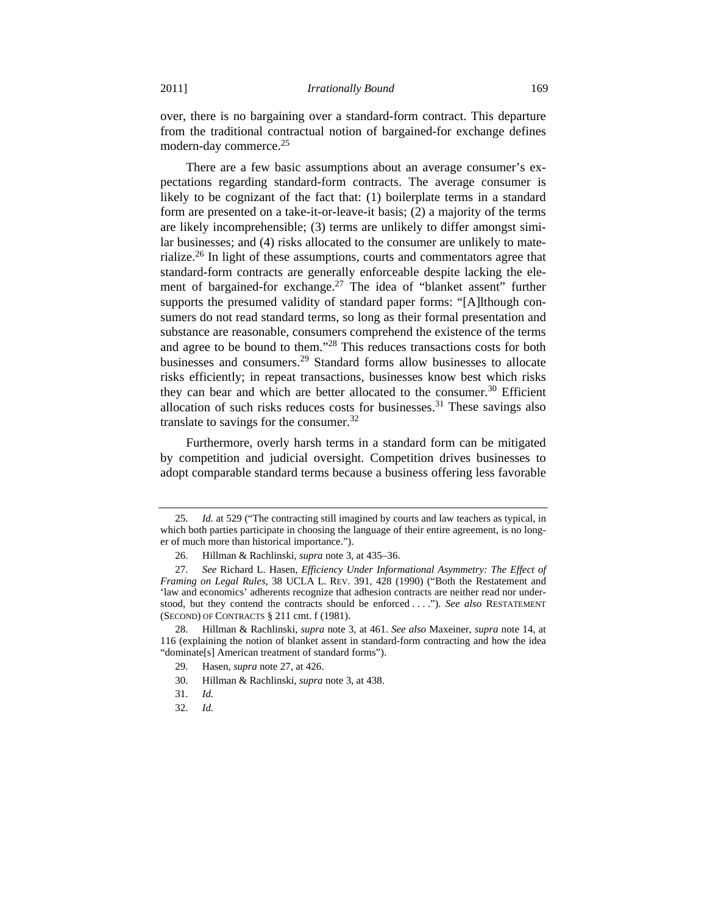over, there is no bargaining over a standard-form contract. This departure from the traditional contractual notion of bargained-for exchange defines modern-day commerce.[25]

There are a few basic assumptions about an average consumer's expectations regarding standard-form contracts. The average consumer is likely to be cognizant of the fact that: (1) boilerplate terms in a standard form are presented on a take-it-or-leave-it basis; (2) a majority of the terms are likely incomprehensible; (3) terms are unlikely to differ amongst similar businesses; and (4) risks allocated to the consumer are unlikely to materialize.[26] In light of these assumptions, courts and commentators agree that standard-form contracts are generally enforceable despite lacking the element of bargained-for exchange.[27] The idea of "blanket assent" further supports the presumed validity of standard paper forms: "[A]lthough consumers do not read standard terms, so long as their formal presentation and substance are reasonable, consumers comprehend the existence of the terms and agree to be bound to them."[28] This reduces transactions costs for both businesses and consumers.[29] Standard forms allow businesses to allocate risks efficiently; in repeat transactions, businesses know best which risks they can bear and which are better allocated to the consumer.[30] Efficient allocation of such risks reduces costs for businesses.[31] These savings also translate to savings for the consumer.[32]

Furthermore, overly harsh terms in a standard form can be mitigated by competition and judicial oversight. Competition drives businesses to adopt comparable standard terms because a business offering less favorable

---

25. *Id.* at 529 ("The contracting still imagined by courts and law teachers as typical, in which both parties participate in choosing the language of their entire agreement, is no longer of much more than historical importance.").

26. Hillman & Rachlinski, *supra* note 3, at 435–36.

27. *See* Richard L. Hasen, *Efficiency Under Informational Asymmetry: The Effect of Framing on Legal Rules*, 38 UCLA L. REV. 391, 428 (1990) ("Both the Restatement and 'law and economics' adherents recognize that adhesion contracts are neither read nor understood, but they contend the contracts should be enforced . . . ."). *See also* RESTATEMENT (SECOND) OF CONTRACTS § 211 cmt. f (1981).

28. Hillman & Rachlinski, *supra* note 3, at 461. *See also* Maxeiner, *supra* note 14, at 116 (explaining the notion of blanket assent in standard-form contracting and how the idea "dominate[s] American treatment of standard forms").

29. Hasen, *supra* note 27, at 426.

30. Hillman & Rachlinski, *supra* note 3, at 438.

31. *Id.*

32. *Id.*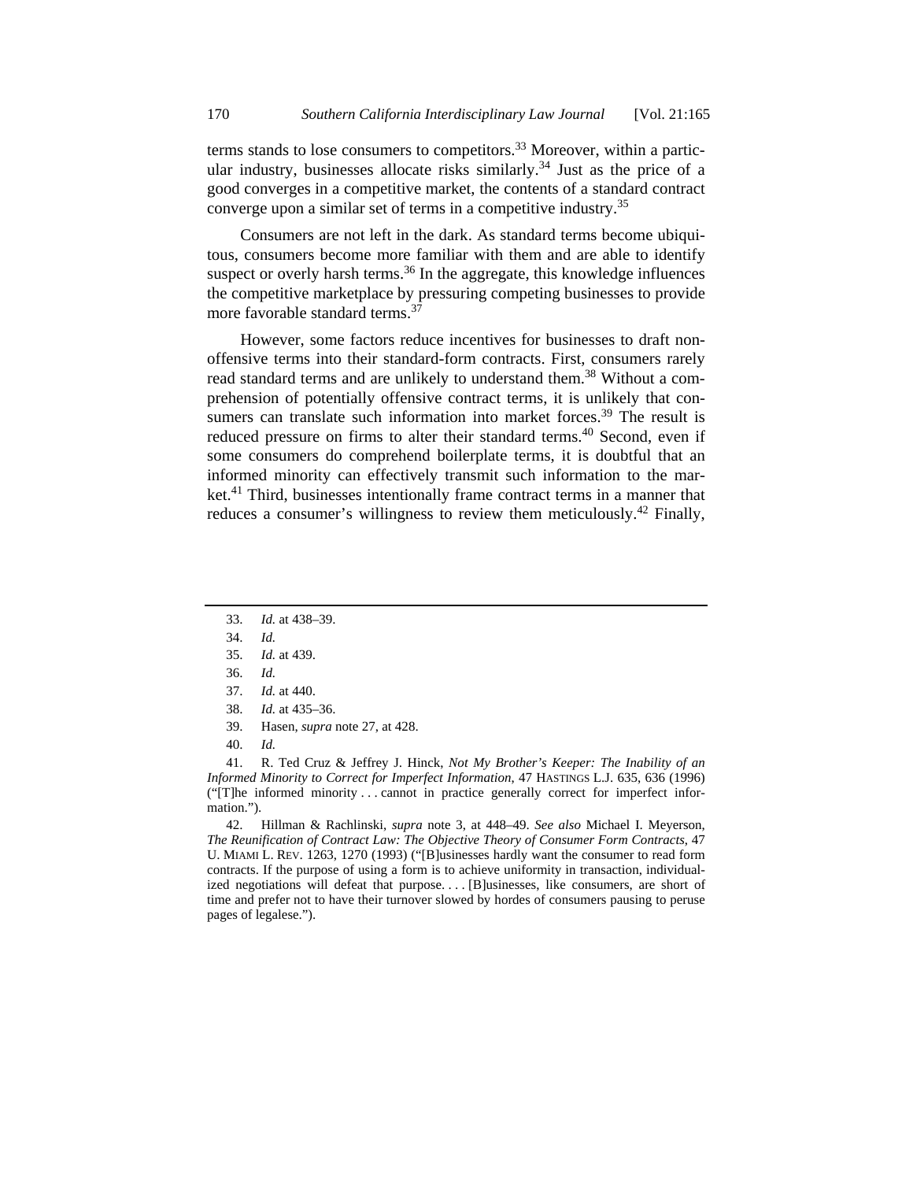terms stands to lose consumers to competitors.[33] Moreover, within a particular industry, businesses allocate risks similarly.[34] Just as the price of a good converges in a competitive market, the contents of a standard contract converge upon a similar set of terms in a competitive industry.[35]

Consumers are not left in the dark. As standard terms become ubiquitous, consumers become more familiar with them and are able to identify suspect or overly harsh terms.[36] In the aggregate, this knowledge influences the competitive marketplace by pressuring competing businesses to provide more favorable standard terms.[37]

However, some factors reduce incentives for businesses to draft non-offensive terms into their standard-form contracts. First, consumers rarely read standard terms and are unlikely to understand them.[38] Without a comprehension of potentially offensive contract terms, it is unlikely that consumers can translate such information into market forces.[39] The result is reduced pressure on firms to alter their standard terms.[40] Second, even if some consumers do comprehend boilerplate terms, it is doubtful that an informed minority can effectively transmit such information to the market.[41] Third, businesses intentionally frame contract terms in a manner that reduces a consumer's willingness to review them meticulously.[42] Finally,

---

33. *Id.* at 438–39.

34. *Id.*

35. *Id.* at 439.

36. *Id.*

37. *Id.* at 440.

38. *Id.* at 435–36.

39. Hasen, *supra* note 27, at 428.

40. *Id.*

41. R. Ted Cruz & Jeffrey J. Hinck, *Not My Brother's Keeper: The Inability of an Informed Minority to Correct for Imperfect Information*, 47 HASTINGS L.J. 635, 636 (1996) ("[T]he informed minority . . . cannot in practice generally correct for imperfect information.").

42. Hillman & Rachlinski, *supra* note 3, at 448–49. *See also* Michael I. Meyerson, *The Reunification of Contract Law: The Objective Theory of Consumer Form Contracts*, 47 U. MIAMI L. REV. 1263, 1270 (1993) ("[B]usinesses hardly want the consumer to read form contracts. If the purpose of using a form is to achieve uniformity in transaction, individualized negotiations will defeat that purpose. . . . [B]usinesses, like consumers, are short of time and prefer not to have their turnover slowed by hordes of consumers pausing to peruse pages of legalese.").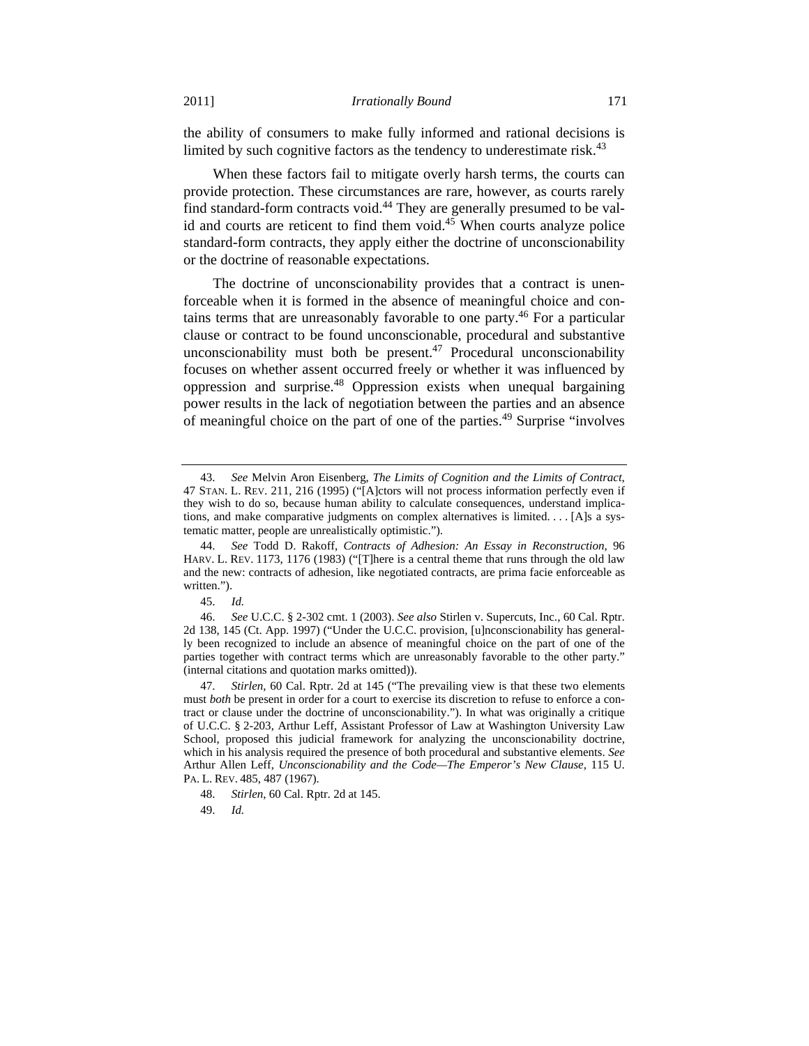the ability of consumers to make fully informed and rational decisions is limited by such cognitive factors as the tendency to underestimate risk.[43]

When these factors fail to mitigate overly harsh terms, the courts can provide protection. These circumstances are rare, however, as courts rarely find standard-form contracts void.[44] They are generally presumed to be valid and courts are reticent to find them void.[45] When courts analyze police standard-form contracts, they apply either the doctrine of unconscionability or the doctrine of reasonable expectations.

The doctrine of unconscionability provides that a contract is unenforceable when it is formed in the absence of meaningful choice and contains terms that are unreasonably favorable to one party.[46] For a particular clause or contract to be found unconscionable, procedural and substantive unconscionability must both be present.[47] Procedural unconscionability focuses on whether assent occurred freely or whether it was influenced by oppression and surprise.[48] Oppression exists when unequal bargaining power results in the lack of negotiation between the parties and an absence of meaningful choice on the part of one of the parties.[49] Surprise "involves

---

43. *See* Melvin Aron Eisenberg, *The Limits of Cognition and the Limits of Contract*, 47 STAN. L. REV. 211, 216 (1995) ("[A]ctors will not process information perfectly even if they wish to do so, because human ability to calculate consequences, understand implications, and make comparative judgments on complex alternatives is limited. . . . [A]s a systematic matter, people are unrealistically optimistic.").

44. *See* Todd D. Rakoff, *Contracts of Adhesion: An Essay in Reconstruction*, 96 HARV. L. REV. 1173, 1176 (1983) ("[T]here is a central theme that runs through the old law and the new: contracts of adhesion, like negotiated contracts, are prima facie enforceable as written.").

45. *Id.*

46. *See* U.C.C. § 2-302 cmt. 1 (2003). *See also* Stirlen v. Supercuts, Inc., 60 Cal. Rptr. 2d 138, 145 (Ct. App. 1997) ("Under the U.C.C. provision, [u]nconscionability has generally been recognized to include an absence of meaningful choice on the part of one of the parties together with contract terms which are unreasonably favorable to the other party." (internal citations and quotation marks omitted)).

47. *Stirlen*, 60 Cal. Rptr. 2d at 145 ("The prevailing view is that these two elements must *both* be present in order for a court to exercise its discretion to refuse to enforce a contract or clause under the doctrine of unconscionability."). In what was originally a critique of U.C.C. § 2-203, Arthur Leff, Assistant Professor of Law at Washington University Law School, proposed this judicial framework for analyzing the unconscionability doctrine, which in his analysis required the presence of both procedural and substantive elements. *See* Arthur Allen Leff, *Unconscionability and the Code—The Emperor's New Clause*, 115 U. PA. L. REV. 485, 487 (1967).

48. *Stirlen*, 60 Cal. Rptr. 2d at 145.

49. *Id.*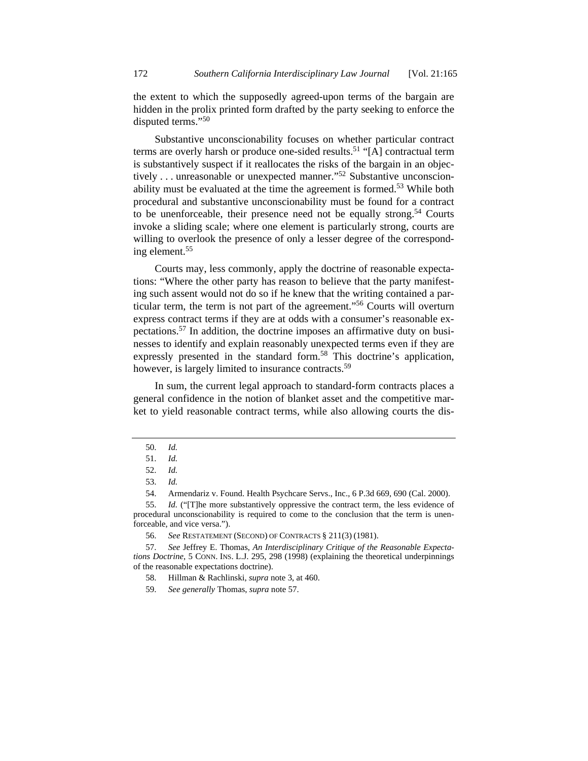the extent to which the supposedly agreed-upon terms of the bargain are hidden in the prolix printed form drafted by the party seeking to enforce the disputed terms."[50]

Substantive unconscionability focuses on whether particular contract terms are overly harsh or produce one-sided results.[51] "[A] contractual term is substantively suspect if it reallocates the risks of the bargain in an objectively . . . unreasonable or unexpected manner."[52] Substantive unconscionability must be evaluated at the time the agreement is formed.[53] While both procedural and substantive unconscionability must be found for a contract to be unenforceable, their presence need not be equally strong.[54] Courts invoke a sliding scale; where one element is particularly strong, courts are willing to overlook the presence of only a lesser degree of the corresponding element.[55]

Courts may, less commonly, apply the doctrine of reasonable expectations: "Where the other party has reason to believe that the party manifesting such assent would not do so if he knew that the writing contained a particular term, the term is not part of the agreement."[56] Courts will overturn express contract terms if they are at odds with a consumer's reasonable expectations.[57] In addition, the doctrine imposes an affirmative duty on businesses to identify and explain reasonably unexpected terms even if they are expressly presented in the standard form.[58] This doctrine's application, however, is largely limited to insurance contracts.[59]

In sum, the current legal approach to standard-form contracts places a general confidence in the notion of blanket asset and the competitive market to yield reasonable contract terms, while also allowing courts the dis-

---

50. *Id.*

51. *Id.*

52. *Id.*

53. *Id.*

54. Armendariz v. Found. Health Psychcare Servs., Inc., 6 P.3d 669, 690 (Cal. 2000).

55. *Id.* ("[T]he more substantively oppressive the contract term, the less evidence of procedural unconscionability is required to come to the conclusion that the term is unenforceable, and vice versa.").

56. *See* RESTATEMENT (SECOND) OF CONTRACTS § 211(3) (1981).

57. *See* Jeffrey E. Thomas, *An Interdisciplinary Critique of the Reasonable Expectations Doctrine*, 5 CONN. INS. L.J. 295, 298 (1998) (explaining the theoretical underpinnings of the reasonable expectations doctrine).

58. Hillman & Rachlinski, *supra* note 3, at 460.

59. *See generally* Thomas, *supra* note 57.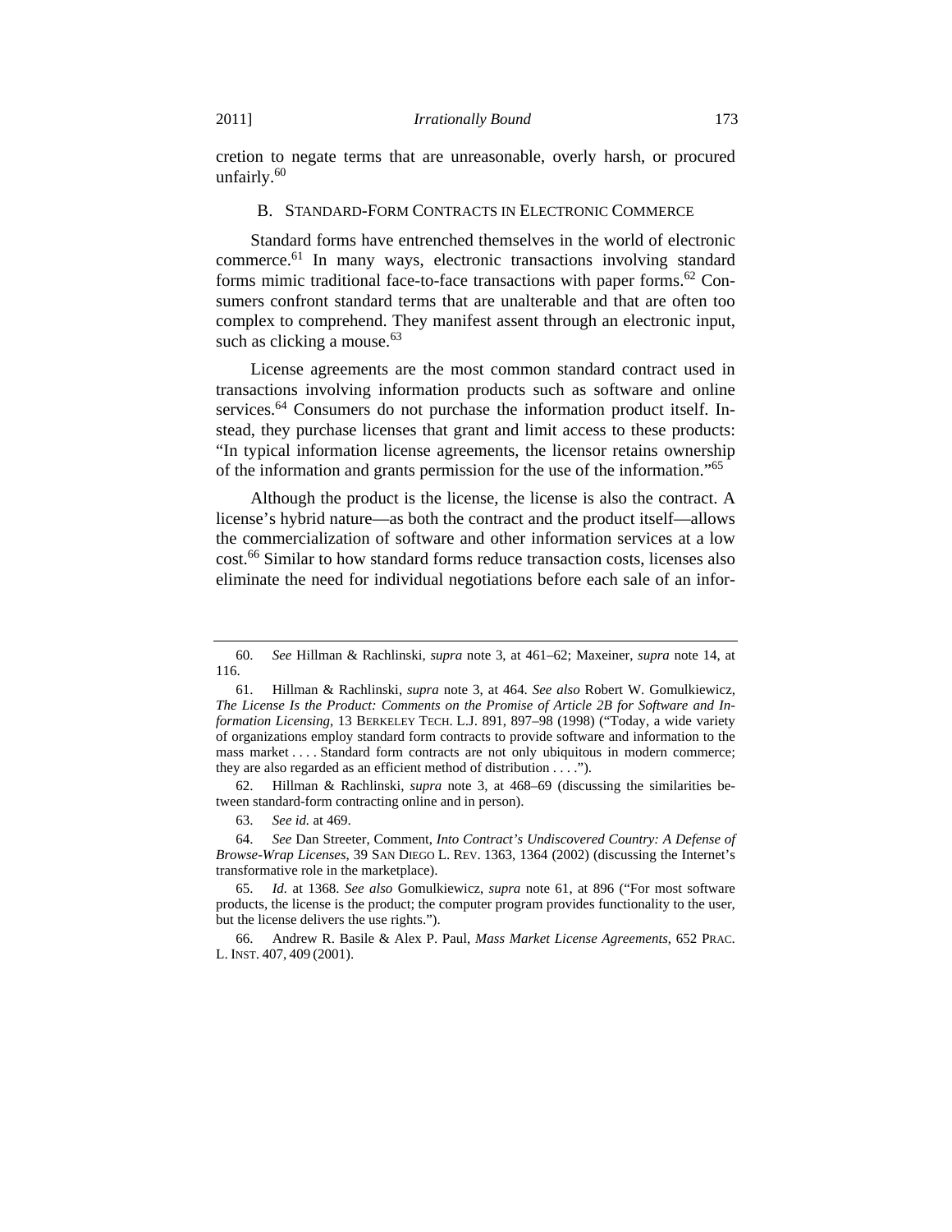cretion to negate terms that are unreasonable, overly harsh, or procured unfairly.[60]

### B. Standard-Form Contracts in Electronic Commerce

Standard forms have entrenched themselves in the world of electronic commerce.[61] In many ways, electronic transactions involving standard forms mimic traditional face-to-face transactions with paper forms.[62] Consumers confront standard terms that are unalterable and that are often too complex to comprehend. They manifest assent through an electronic input, such as clicking a mouse.[63]

License agreements are the most common standard contract used in transactions involving information products such as software and online services.[64] Consumers do not purchase the information product itself. Instead, they purchase licenses that grant and limit access to these products: "In typical information license agreements, the licensor retains ownership of the information and grants permission for the use of the information."[65]

Although the product is the license, the license is also the contract. A license's hybrid nature—as both the contract and the product itself—allows the commercialization of software and other information services at a low cost.[66] Similar to how standard forms reduce transaction costs, licenses also eliminate the need for individual negotiations before each sale of an infor-

---

60. *See* Hillman & Rachlinski, *supra* note 3, at 461–62; Maxeiner, *supra* note 14, at 116.

61. Hillman & Rachlinski, *supra* note 3, at 464. *See also* Robert W. Gomulkiewicz, *The License Is the Product: Comments on the Promise of Article 2B for Software and Information Licensing*, 13 Berkeley Tech. L.J. 891, 897–98 (1998) ("Today, a wide variety of organizations employ standard form contracts to provide software and information to the mass market . . . . Standard form contracts are not only ubiquitous in modern commerce; they are also regarded as an efficient method of distribution . . . .").

62. Hillman & Rachlinski, *supra* note 3, at 468–69 (discussing the similarities between standard-form contracting online and in person).

63. *See id.* at 469.

64. *See* Dan Streeter, Comment, *Into Contract's Undiscovered Country: A Defense of Browse-Wrap Licenses*, 39 San Diego L. Rev. 1363, 1364 (2002) (discussing the Internet's transformative role in the marketplace).

65. *Id.* at 1368. *See also* Gomulkiewicz, *supra* note 61, at 896 ("For most software products, the license is the product; the computer program provides functionality to the user, but the license delivers the use rights.").

66. Andrew R. Basile & Alex P. Paul, *Mass Market License Agreements*, 652 Prac. L. Inst. 407, 409 (2001).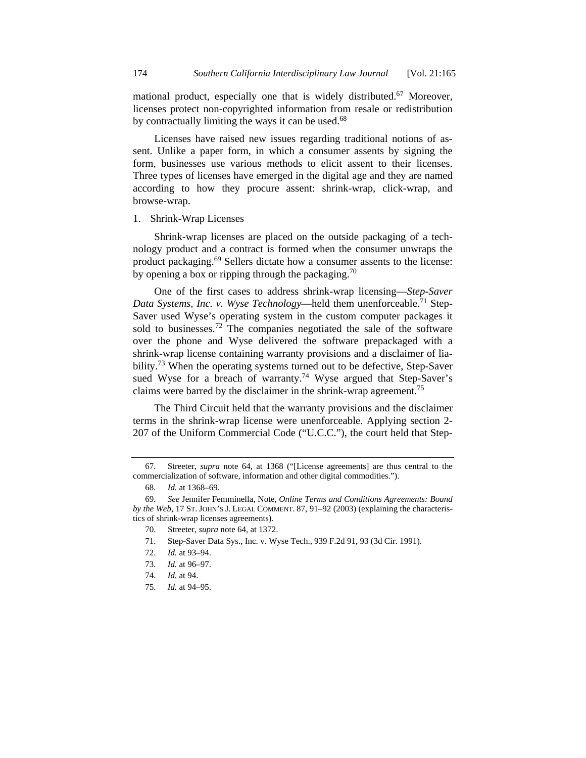mational product, especially one that is widely distributed.[67] Moreover, licenses protect non-copyrighted information from resale or redistribution by contractually limiting the ways it can be used.[68]

Licenses have raised new issues regarding traditional notions of assent. Unlike a paper form, in which a consumer assents by signing the form, businesses use various methods to elicit assent to their licenses. Three types of licenses have emerged in the digital age and they are named according to how they procure assent: shrink-wrap, click-wrap, and browse-wrap.

1. Shrink-Wrap Licenses

Shrink-wrap licenses are placed on the outside packaging of a technology product and a contract is formed when the consumer unwraps the product packaging.[69] Sellers dictate how a consumer assents to the license: by opening a box or ripping through the packaging.[70]

One of the first cases to address shrink-wrap licensing—*Step-Saver Data Systems, Inc. v. Wyse Technology*—held them unenforceable.[71] Step-Saver used Wyse's operating system in the custom computer packages it sold to businesses.[72] The companies negotiated the sale of the software over the phone and Wyse delivered the software prepackaged with a shrink-wrap license containing warranty provisions and a disclaimer of liability.[73] When the operating systems turned out to be defective, Step-Saver sued Wyse for a breach of warranty.[74] Wyse argued that Step-Saver's claims were barred by the disclaimer in the shrink-wrap agreement.[75]

The Third Circuit held that the warranty provisions and the disclaimer terms in the shrink-wrap license were unenforceable. Applying section 2-207 of the Uniform Commercial Code ("U.C.C."), the court held that Step-

---

67. Streeter, *supra* note 64, at 1368 ("[License agreements] are thus central to the commercialization of software, information and other digital commodities.").

68. *Id.* at 1368–69.

69. *See* Jennifer Femminella, Note, *Online Terms and Conditions Agreements: Bound by the Web*, 17 ST. JOHN'S J. LEGAL COMMENT. 87, 91–92 (2003) (explaining the characteristics of shrink-wrap licenses agreements).

70. Streeter, *supra* note 64, at 1372.

71. Step-Saver Data Sys., Inc. v. Wyse Tech., 939 F.2d 91, 93 (3d Cir. 1991).

72. *Id.* at 93–94.

73. *Id.* at 96–97.

74. *Id.* at 94.

75. *Id.* at 94–95.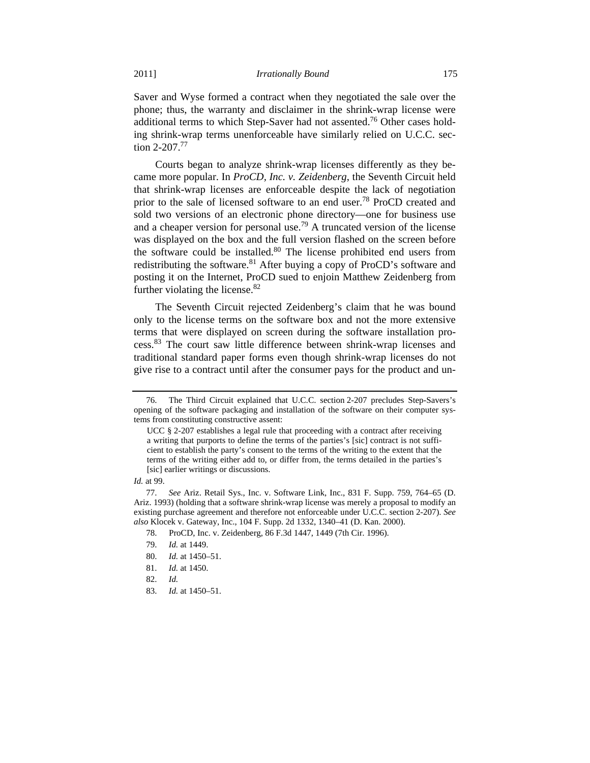Saver and Wyse formed a contract when they negotiated the sale over the phone; thus, the warranty and disclaimer in the shrink-wrap license were additional terms to which Step-Saver had not assented.[76] Other cases holding shrink-wrap terms unenforceable have similarly relied on U.C.C. section 2-207.[77]

Courts began to analyze shrink-wrap licenses differently as they became more popular. In *ProCD, Inc. v. Zeidenberg*, the Seventh Circuit held that shrink-wrap licenses are enforceable despite the lack of negotiation prior to the sale of licensed software to an end user.[78] ProCD created and sold two versions of an electronic phone directory—one for business use and a cheaper version for personal use.[79] A truncated version of the license was displayed on the box and the full version flashed on the screen before the software could be installed.[80] The license prohibited end users from redistributing the software.[81] After buying a copy of ProCD's software and posting it on the Internet, ProCD sued to enjoin Matthew Zeidenberg from further violating the license.[82]

The Seventh Circuit rejected Zeidenberg's claim that he was bound only to the license terms on the software box and not the more extensive terms that were displayed on screen during the software installation process.[83] The court saw little difference between shrink-wrap licenses and traditional standard paper forms even though shrink-wrap licenses do not give rise to a contract until after the consumer pays for the product and un-

---

76. The Third Circuit explained that U.C.C. section 2-207 precludes Step-Savers's opening of the software packaging and installation of the software on their computer systems from constituting constructive assent:

> UCC § 2-207 establishes a legal rule that proceeding with a contract after receiving a writing that purports to define the terms of the parties's [sic] contract is not sufficient to establish the party's consent to the terms of the writing to the extent that the terms of the writing either add to, or differ from, the terms detailed in the parties's [sic] earlier writings or discussions.

*Id.* at 99.

77. *See* Ariz. Retail Sys., Inc. v. Software Link, Inc., 831 F. Supp. 759, 764–65 (D. Ariz. 1993) (holding that a software shrink-wrap license was merely a proposal to modify an existing purchase agreement and therefore not enforceable under U.C.C. section 2-207). *See also* Klocek v. Gateway, Inc., 104 F. Supp. 2d 1332, 1340–41 (D. Kan. 2000).

78. ProCD, Inc. v. Zeidenberg, 86 F.3d 1447, 1449 (7th Cir. 1996).

79. *Id.* at 1449.

80. *Id.* at 1450–51.

81. *Id.* at 1450.

82. *Id.*

83. *Id.* at 1450–51.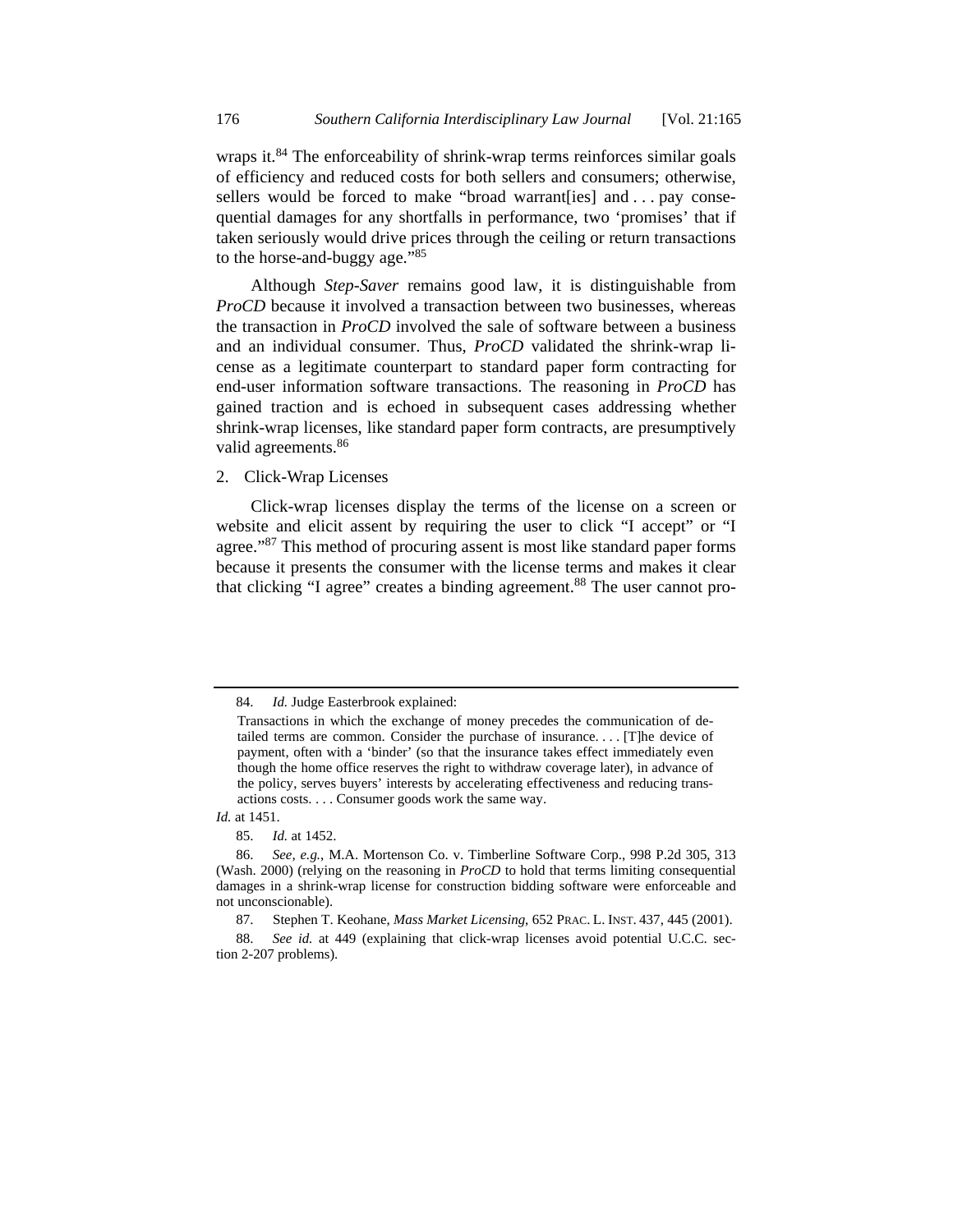wraps it.[84] The enforceability of shrink-wrap terms reinforces similar goals of efficiency and reduced costs for both sellers and consumers; otherwise, sellers would be forced to make "broad warrant[ies] and . . . pay consequential damages for any shortfalls in performance, two 'promises' that if taken seriously would drive prices through the ceiling or return transactions to the horse-and-buggy age."[85]

Although *Step-Saver* remains good law, it is distinguishable from *ProCD* because it involved a transaction between two businesses, whereas the transaction in *ProCD* involved the sale of software between a business and an individual consumer. Thus, *ProCD* validated the shrink-wrap license as a legitimate counterpart to standard paper form contracting for end-user information software transactions. The reasoning in *ProCD* has gained traction and is echoed in subsequent cases addressing whether shrink-wrap licenses, like standard paper form contracts, are presumptively valid agreements.[86]

2. Click-Wrap Licenses

Click-wrap licenses display the terms of the license on a screen or website and elicit assent by requiring the user to click "I accept" or "I agree."[87] This method of procuring assent is most like standard paper forms because it presents the consumer with the license terms and makes it clear that clicking "I agree" creates a binding agreement.[88] The user cannot pro-

---

84. *Id.* Judge Easterbrook explained:

> Transactions in which the exchange of money precedes the communication of detailed terms are common. Consider the purchase of insurance. . . . [T]he device of payment, often with a 'binder' (so that the insurance takes effect immediately even though the home office reserves the right to withdraw coverage later), in advance of the policy, serves buyers' interests by accelerating effectiveness and reducing transactions costs. . . . Consumer goods work the same way.

*Id.* at 1451.

85. *Id.* at 1452.

86. *See, e.g.*, M.A. Mortenson Co. v. Timberline Software Corp., 998 P.2d 305, 313 (Wash. 2000) (relying on the reasoning in *ProCD* to hold that terms limiting consequential damages in a shrink-wrap license for construction bidding software were enforceable and not unconscionable).

87. Stephen T. Keohane, *Mass Market Licensing*, 652 PRAC. L. INST. 437, 445 (2001).

88. *See id.* at 449 (explaining that click-wrap licenses avoid potential U.C.C. section 2-207 problems).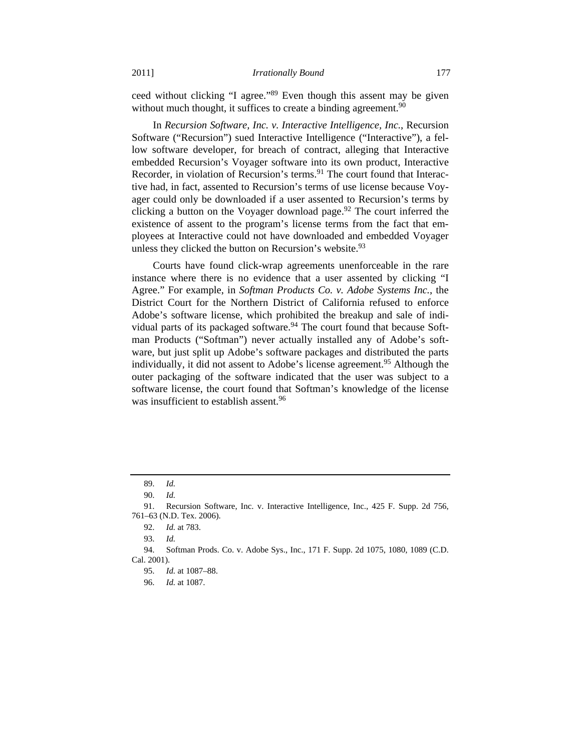ceed without clicking "I agree."[89] Even though this assent may be given without much thought, it suffices to create a binding agreement.[90]

In *Recursion Software, Inc. v. Interactive Intelligence, Inc.*, Recursion Software ("Recursion") sued Interactive Intelligence ("Interactive"), a fellow software developer, for breach of contract, alleging that Interactive embedded Recursion's Voyager software into its own product, Interactive Recorder, in violation of Recursion's terms.[91] The court found that Interactive had, in fact, assented to Recursion's terms of use license because Voyager could only be downloaded if a user assented to Recursion's terms by clicking a button on the Voyager download page.[92] The court inferred the existence of assent to the program's license terms from the fact that employees at Interactive could not have downloaded and embedded Voyager unless they clicked the button on Recursion's website.[93]

Courts have found click-wrap agreements unenforceable in the rare instance where there is no evidence that a user assented by clicking "I Agree." For example, in *Softman Products Co. v. Adobe Systems Inc.*, the District Court for the Northern District of California refused to enforce Adobe's software license, which prohibited the breakup and sale of individual parts of its packaged software.[94] The court found that because Softman Products ("Softman") never actually installed any of Adobe's software, but just split up Adobe's software packages and distributed the parts individually, it did not assent to Adobe's license agreement.[95] Although the outer packaging of the software indicated that the user was subject to a software license, the court found that Softman's knowledge of the license was insufficient to establish assent.[96]

---

89. *Id.*

90. *Id.*

91. Recursion Software, Inc. v. Interactive Intelligence, Inc., 425 F. Supp. 2d 756, 761–63 (N.D. Tex. 2006).

92. *Id.* at 783.

93. *Id.*

94. Softman Prods. Co. v. Adobe Sys., Inc., 171 F. Supp. 2d 1075, 1080, 1089 (C.D. Cal. 2001).

95. *Id.* at 1087–88.

96. *Id.* at 1087.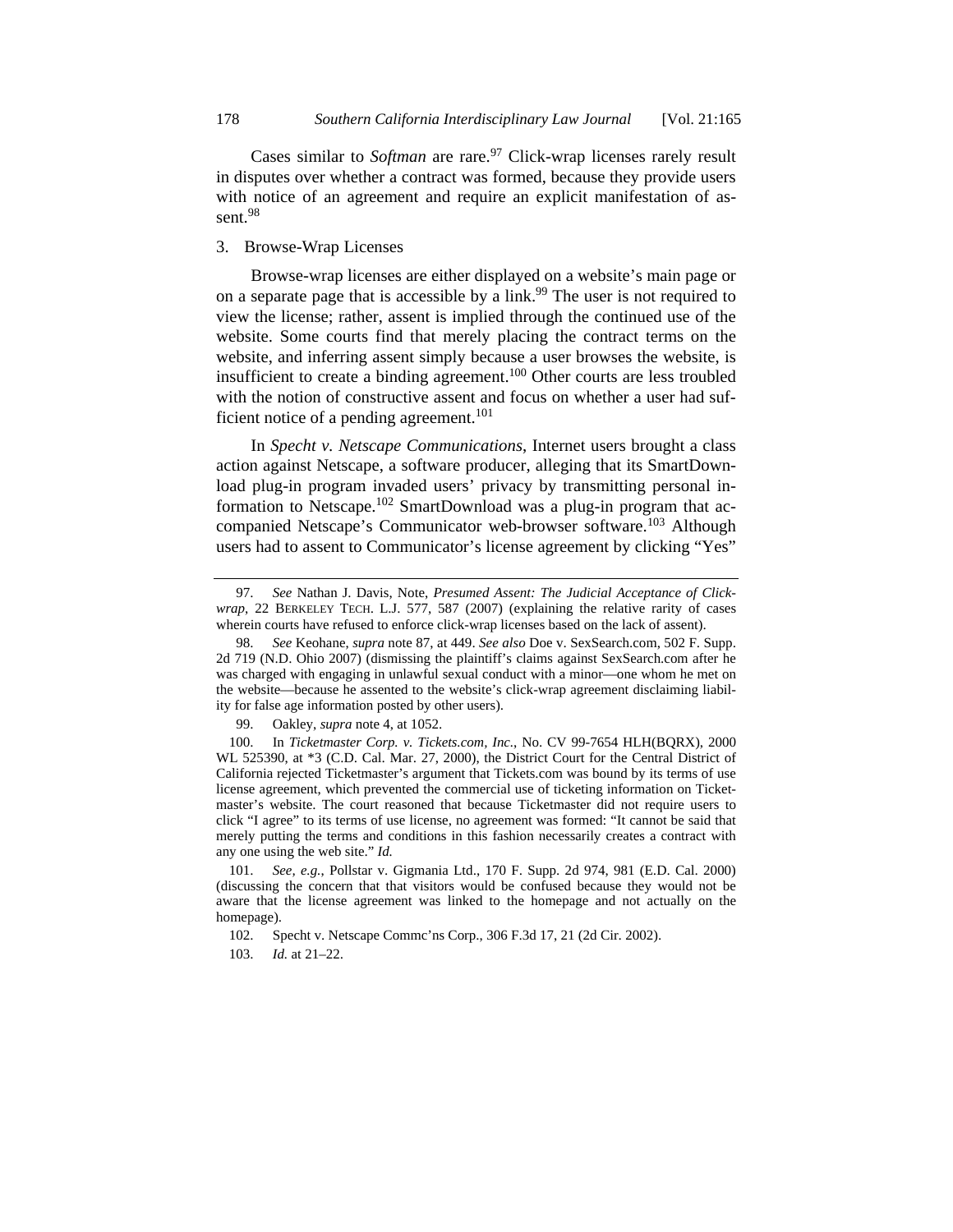Cases similar to *Softman* are rare.[97] Click-wrap licenses rarely result in disputes over whether a contract was formed, because they provide users with notice of an agreement and require an explicit manifestation of assent.[98]

### 3. Browse-Wrap Licenses

Browse-wrap licenses are either displayed on a website's main page or on a separate page that is accessible by a link.[99] The user is not required to view the license; rather, assent is implied through the continued use of the website. Some courts find that merely placing the contract terms on the website, and inferring assent simply because a user browses the website, is insufficient to create a binding agreement.[100] Other courts are less troubled with the notion of constructive assent and focus on whether a user had sufficient notice of a pending agreement.[101]

In *Specht v. Netscape Communications*, Internet users brought a class action against Netscape, a software producer, alleging that its SmartDownload plug-in program invaded users' privacy by transmitting personal information to Netscape.[102] SmartDownload was a plug-in program that accompanied Netscape's Communicator web-browser software.[103] Although users had to assent to Communicator's license agreement by clicking "Yes"

---

97. *See* Nathan J. Davis, Note, *Presumed Assent: The Judicial Acceptance of Clickwrap*, 22 BERKELEY TECH. L.J. 577, 587 (2007) (explaining the relative rarity of cases wherein courts have refused to enforce click-wrap licenses based on the lack of assent).

98. *See* Keohane, *supra* note 87, at 449. *See also* Doe v. SexSearch.com, 502 F. Supp. 2d 719 (N.D. Ohio 2007) (dismissing the plaintiff's claims against SexSearch.com after he was charged with engaging in unlawful sexual conduct with a minor—one whom he met on the website—because he assented to the website's click-wrap agreement disclaiming liability for false age information posted by other users).

99. Oakley, *supra* note 4, at 1052.

100. In *Ticketmaster Corp. v. Tickets.com, Inc.*, No. CV 99-7654 HLH(BQRX), 2000 WL 525390, at *3 (C.D. Cal. Mar. 27, 2000), the District Court for the Central District of California rejected Ticketmaster's argument that Tickets.com was bound by its terms of use license agreement, which prevented the commercial use of ticketing information on Ticketmaster's website. The court reasoned that because Ticketmaster did not require users to click "I agree" to its terms of use license, no agreement was formed: "It cannot be said that merely putting the terms and conditions in this fashion necessarily creates a contract with any one using the web site." *Id.*

101. *See, e.g.*, Pollstar v. Gigmania Ltd., 170 F. Supp. 2d 974, 981 (E.D. Cal. 2000) (discussing the concern that that visitors would be confused because they would not be aware that the license agreement was linked to the homepage and not actually on the homepage).

102. Specht v. Netscape Commc'ns Corp., 306 F.3d 17, 21 (2d Cir. 2002).

103. *Id.* at 21–22.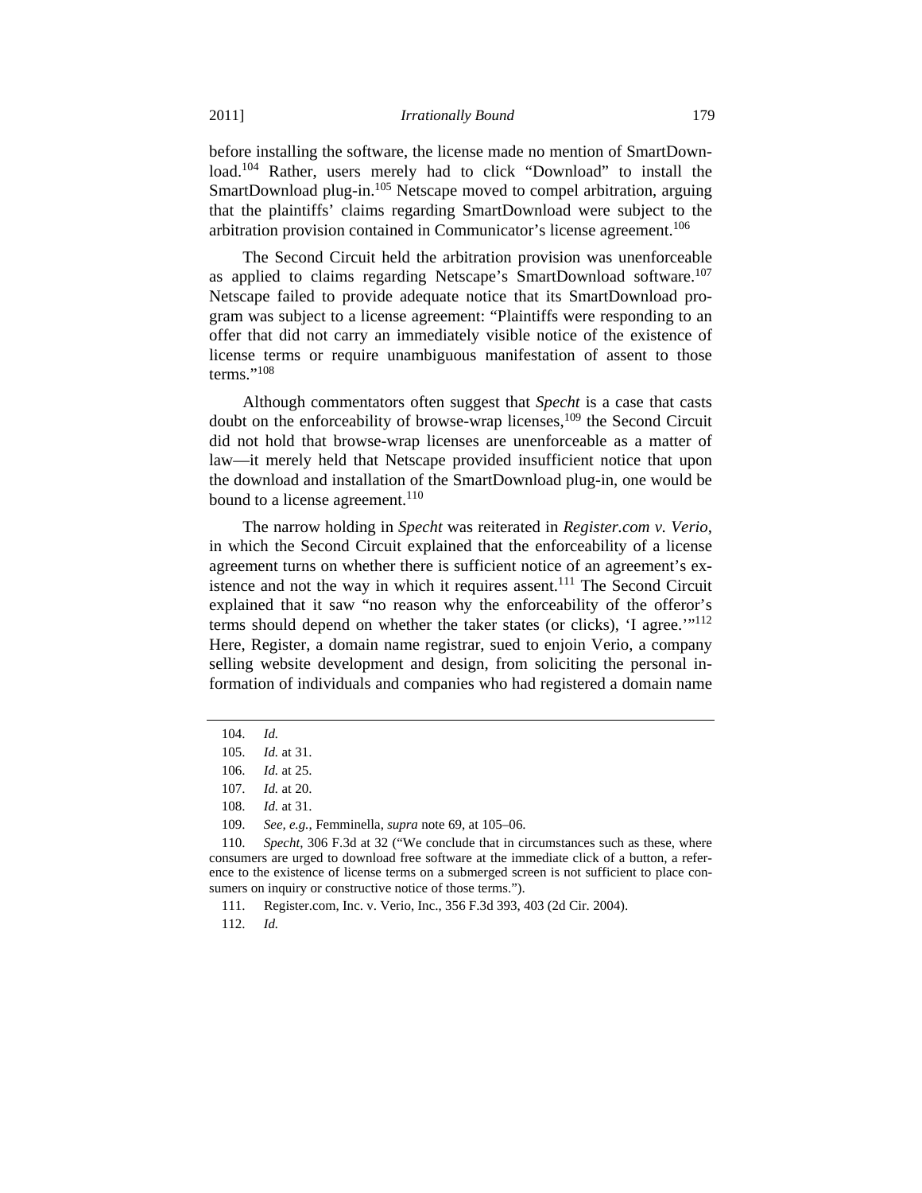before installing the software, the license made no mention of SmartDownload.[104] Rather, users merely had to click "Download" to install the SmartDownload plug-in.[105] Netscape moved to compel arbitration, arguing that the plaintiffs' claims regarding SmartDownload were subject to the arbitration provision contained in Communicator's license agreement.[106]

The Second Circuit held the arbitration provision was unenforceable as applied to claims regarding Netscape's SmartDownload software.[107] Netscape failed to provide adequate notice that its SmartDownload program was subject to a license agreement: "Plaintiffs were responding to an offer that did not carry an immediately visible notice of the existence of license terms or require unambiguous manifestation of assent to those terms."[108]

Although commentators often suggest that *Specht* is a case that casts doubt on the enforceability of browse-wrap licenses,[109] the Second Circuit did not hold that browse-wrap licenses are unenforceable as a matter of law—it merely held that Netscape provided insufficient notice that upon the download and installation of the SmartDownload plug-in, one would be bound to a license agreement.[110]

The narrow holding in *Specht* was reiterated in *Register.com v. Verio*, in which the Second Circuit explained that the enforceability of a license agreement turns on whether there is sufficient notice of an agreement's existence and not the way in which it requires assent.[111] The Second Circuit explained that it saw "no reason why the enforceability of the offeror's terms should depend on whether the taker states (or clicks), 'I agree.'"[112] Here, Register, a domain name registrar, sued to enjoin Verio, a company selling website development and design, from soliciting the personal information of individuals and companies who had registered a domain name

---

104. *Id.*

105. *Id.* at 31.

106. *Id.* at 25.

107. *Id.* at 20.

108. *Id.* at 31.

109. *See, e.g.*, Femminella, *supra* note 69, at 105–06.

110. *Specht*, 306 F.3d at 32 ("We conclude that in circumstances such as these, where consumers are urged to download free software at the immediate click of a button, a reference to the existence of license terms on a submerged screen is not sufficient to place consumers on inquiry or constructive notice of those terms.").

111. Register.com, Inc. v. Verio, Inc., 356 F.3d 393, 403 (2d Cir. 2004).

112. *Id.*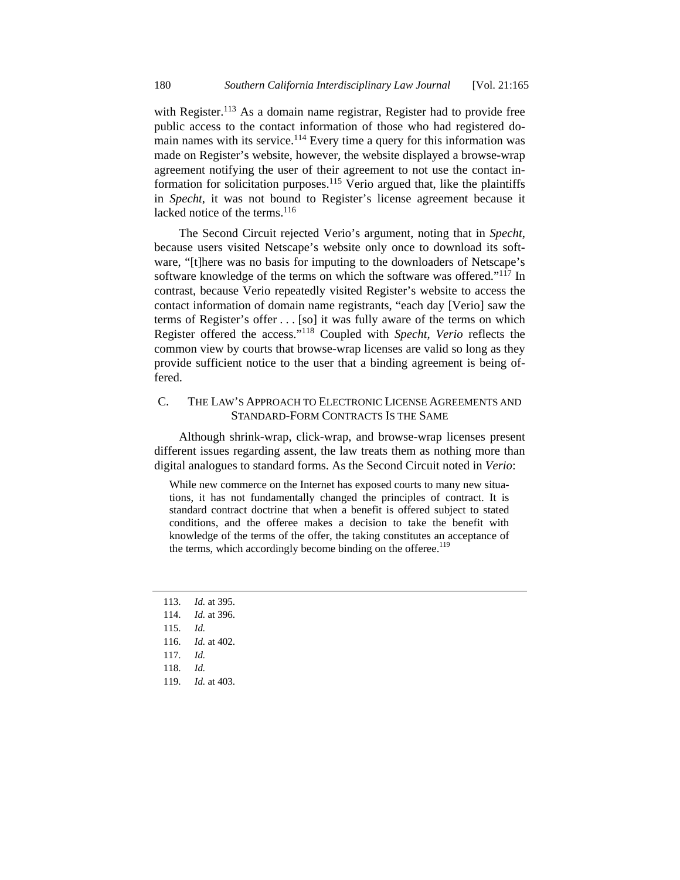with Register.[113] As a domain name registrar, Register had to provide free public access to the contact information of those who had registered domain names with its service.[114] Every time a query for this information was made on Register's website, however, the website displayed a browse-wrap agreement notifying the user of their agreement to not use the contact information for solicitation purposes.[115] Verio argued that, like the plaintiffs in *Specht*, it was not bound to Register's license agreement because it lacked notice of the terms.[116]

The Second Circuit rejected Verio's argument, noting that in *Specht*, because users visited Netscape's website only once to download its software, "[t]here was no basis for imputing to the downloaders of Netscape's software knowledge of the terms on which the software was offered."[117] In contrast, because Verio repeatedly visited Register's website to access the contact information of domain name registrants, "each day [Verio] saw the terms of Register's offer . . . [so] it was fully aware of the terms on which Register offered the access."[118] Coupled with *Specht*, *Verio* reflects the common view by courts that browse-wrap licenses are valid so long as they provide sufficient notice to the user that a binding agreement is being offered.

### C. THE LAW'S APPROACH TO ELECTRONIC LICENSE AGREEMENTS AND STANDARD-FORM CONTRACTS IS THE SAME

Although shrink-wrap, click-wrap, and browse-wrap licenses present different issues regarding assent, the law treats them as nothing more than digital analogues to standard forms. As the Second Circuit noted in *Verio*:

> While new commerce on the Internet has exposed courts to many new situations, it has not fundamentally changed the principles of contract. It is standard contract doctrine that when a benefit is offered subject to stated conditions, and the offeree makes a decision to take the benefit with knowledge of the terms of the offer, the taking constitutes an acceptance of the terms, which accordingly become binding on the offeree.[119]

---

113. *Id.* at 395.
114. *Id.* at 396.
115. *Id.*
116. *Id.* at 402.
117. *Id.*
118. *Id.*
119. *Id.* at 403.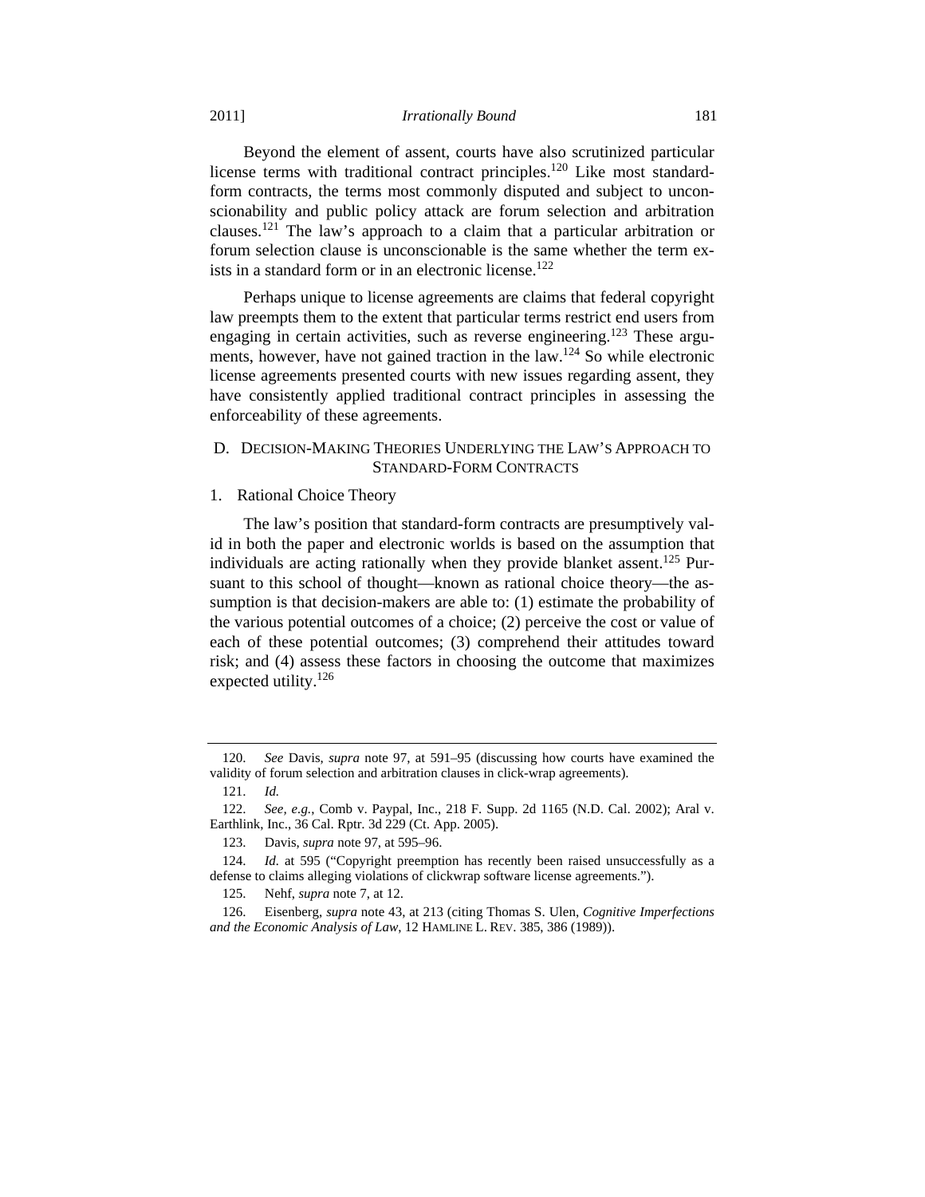Beyond the element of assent, courts have also scrutinized particular license terms with traditional contract principles.[120] Like most standard-form contracts, the terms most commonly disputed and subject to unconscionability and public policy attack are forum selection and arbitration clauses.[121] The law's approach to a claim that a particular arbitration or forum selection clause is unconscionable is the same whether the term exists in a standard form or in an electronic license.[122]

Perhaps unique to license agreements are claims that federal copyright law preempts them to the extent that particular terms restrict end users from engaging in certain activities, such as reverse engineering.[123] These arguments, however, have not gained traction in the law.[124] So while electronic license agreements presented courts with new issues regarding assent, they have consistently applied traditional contract principles in assessing the enforceability of these agreements.

## D. Decision-Making Theories Underlying the Law's Approach to Standard-Form Contracts

### 1. Rational Choice Theory

The law's position that standard-form contracts are presumptively valid in both the paper and electronic worlds is based on the assumption that individuals are acting rationally when they provide blanket assent.[125] Pursuant to this school of thought—known as rational choice theory—the assumption is that decision-makers are able to: (1) estimate the probability of the various potential outcomes of a choice; (2) perceive the cost or value of each of these potential outcomes; (3) comprehend their attitudes toward risk; and (4) assess these factors in choosing the outcome that maximizes expected utility.[126]

---

120. *See* Davis, *supra* note 97, at 591–95 (discussing how courts have examined the validity of forum selection and arbitration clauses in click-wrap agreements).

121. *Id.*

122. *See, e.g.*, Comb v. Paypal, Inc., 218 F. Supp. 2d 1165 (N.D. Cal. 2002); Aral v. Earthlink, Inc., 36 Cal. Rptr. 3d 229 (Ct. App. 2005).

123. Davis, *supra* note 97, at 595–96.

124. *Id.* at 595 ("Copyright preemption has recently been raised unsuccessfully as a defense to claims alleging violations of clickwrap software license agreements.").

125. Nehf, *supra* note 7, at 12.

126. Eisenberg, *supra* note 43, at 213 (citing Thomas S. Ulen, *Cognitive Imperfections and the Economic Analysis of Law*, 12 HAMLINE L. REV. 385, 386 (1989)).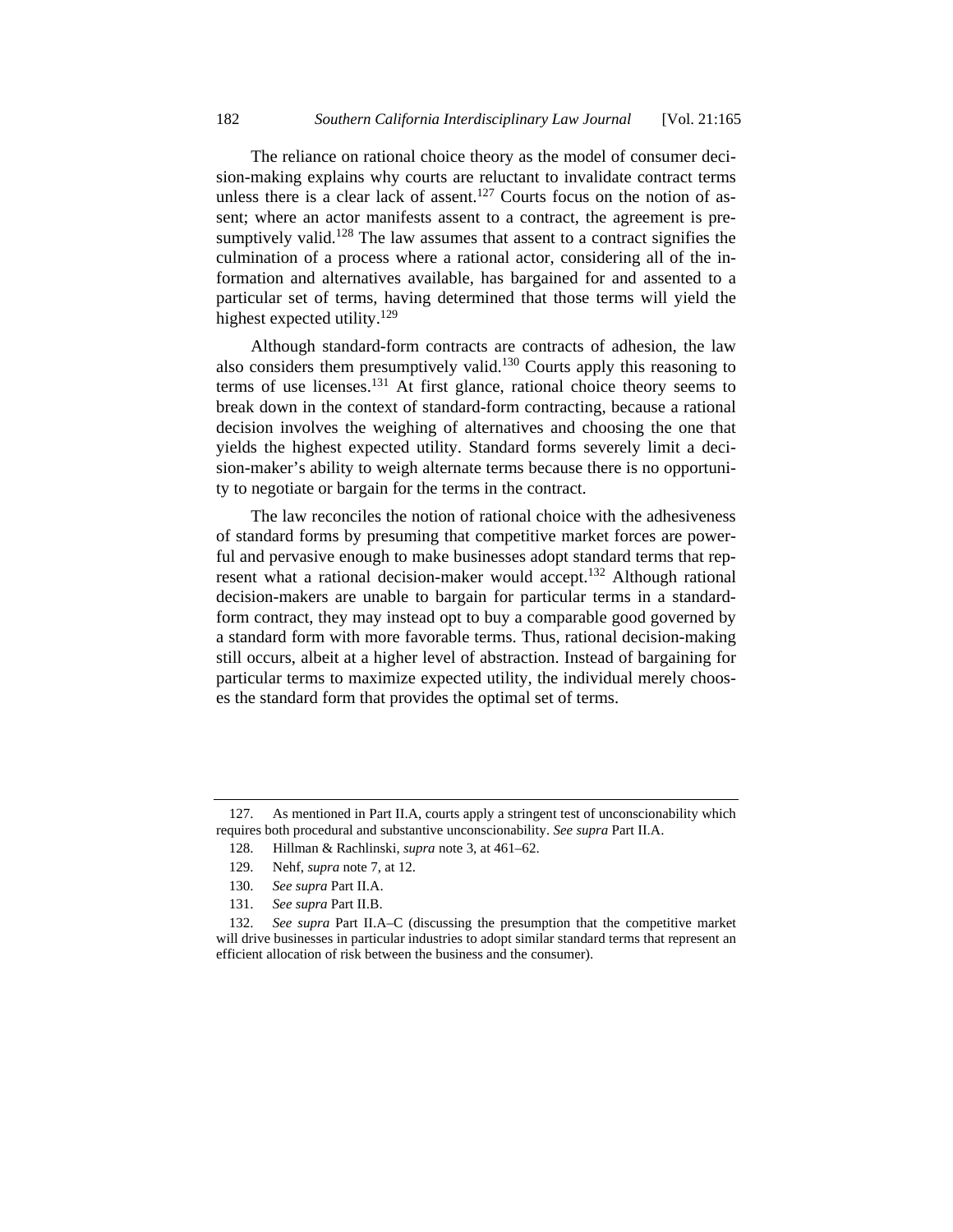The reliance on rational choice theory as the model of consumer decision-making explains why courts are reluctant to invalidate contract terms unless there is a clear lack of assent.[127] Courts focus on the notion of assent; where an actor manifests assent to a contract, the agreement is presumptively valid.[128] The law assumes that assent to a contract signifies the culmination of a process where a rational actor, considering all of the information and alternatives available, has bargained for and assented to a particular set of terms, having determined that those terms will yield the highest expected utility.[129]

Although standard-form contracts are contracts of adhesion, the law also considers them presumptively valid.[130] Courts apply this reasoning to terms of use licenses.[131] At first glance, rational choice theory seems to break down in the context of standard-form contracting, because a rational decision involves the weighing of alternatives and choosing the one that yields the highest expected utility. Standard forms severely limit a decision-maker's ability to weigh alternate terms because there is no opportunity to negotiate or bargain for the terms in the contract.

The law reconciles the notion of rational choice with the adhesiveness of standard forms by presuming that competitive market forces are powerful and pervasive enough to make businesses adopt standard terms that represent what a rational decision-maker would accept.[132] Although rational decision-makers are unable to bargain for particular terms in a standard-form contract, they may instead opt to buy a comparable good governed by a standard form with more favorable terms. Thus, rational decision-making still occurs, albeit at a higher level of abstraction. Instead of bargaining for particular terms to maximize expected utility, the individual merely chooses the standard form that provides the optimal set of terms.

---

127. As mentioned in Part II.A, courts apply a stringent test of unconscionability which requires both procedural and substantive unconscionability. *See supra* Part II.A.

128. Hillman & Rachlinski, *supra* note 3, at 461–62.

129. Nehf, *supra* note 7, at 12.

130. *See supra* Part II.A.

131. *See supra* Part II.B.

132. *See supra* Part II.A–C (discussing the presumption that the competitive market will drive businesses in particular industries to adopt similar standard terms that represent an efficient allocation of risk between the business and the consumer).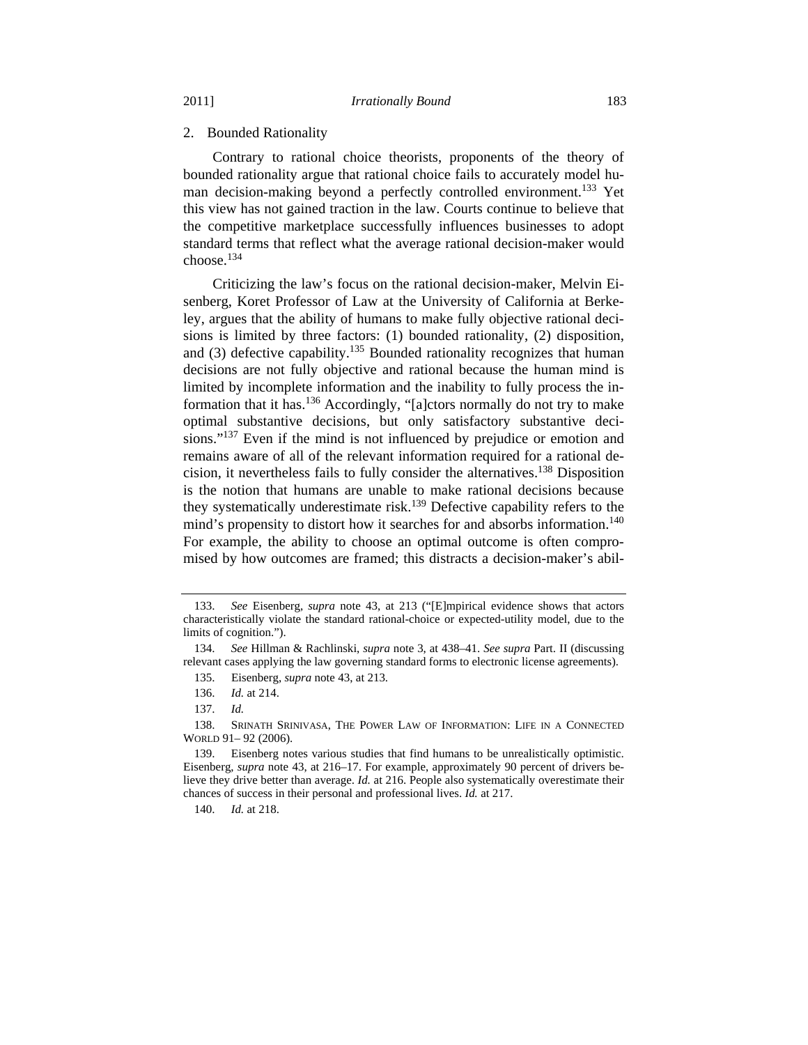### 2. Bounded Rationality

Contrary to rational choice theorists, proponents of the theory of bounded rationality argue that rational choice fails to accurately model human decision-making beyond a perfectly controlled environment.[133] Yet this view has not gained traction in the law. Courts continue to believe that the competitive marketplace successfully influences businesses to adopt standard terms that reflect what the average rational decision-maker would choose.[134]

Criticizing the law's focus on the rational decision-maker, Melvin Eisenberg, Koret Professor of Law at the University of California at Berkeley, argues that the ability of humans to make fully objective rational decisions is limited by three factors: (1) bounded rationality, (2) disposition, and (3) defective capability.[135] Bounded rationality recognizes that human decisions are not fully objective and rational because the human mind is limited by incomplete information and the inability to fully process the information that it has.[136] Accordingly, "[a]ctors normally do not try to make optimal substantive decisions, but only satisfactory substantive decisions."[137] Even if the mind is not influenced by prejudice or emotion and remains aware of all of the relevant information required for a rational decision, it nevertheless fails to fully consider the alternatives.[138] Disposition is the notion that humans are unable to make rational decisions because they systematically underestimate risk.[139] Defective capability refers to the mind's propensity to distort how it searches for and absorbs information.[140] For example, the ability to choose an optimal outcome is often compromised by how outcomes are framed; this distracts a decision-maker's abil-

---

133. *See* Eisenberg, *supra* note 43, at 213 ("[E]mpirical evidence shows that actors characteristically violate the standard rational-choice or expected-utility model, due to the limits of cognition.").

134. *See* Hillman & Rachlinski, *supra* note 3, at 438–41. *See supra* Part. II (discussing relevant cases applying the law governing standard forms to electronic license agreements).

135. Eisenberg, *supra* note 43, at 213.

136. *Id.* at 214.

137. *Id.*

138. SRINATH SRINIVASA, THE POWER LAW OF INFORMATION: LIFE IN A CONNECTED WORLD 91– 92 (2006).

139. Eisenberg notes various studies that find humans to be unrealistically optimistic. Eisenberg, *supra* note 43, at 216–17. For example, approximately 90 percent of drivers believe they drive better than average. *Id.* at 216. People also systematically overestimate their chances of success in their personal and professional lives. *Id.* at 217.

140. *Id.* at 218.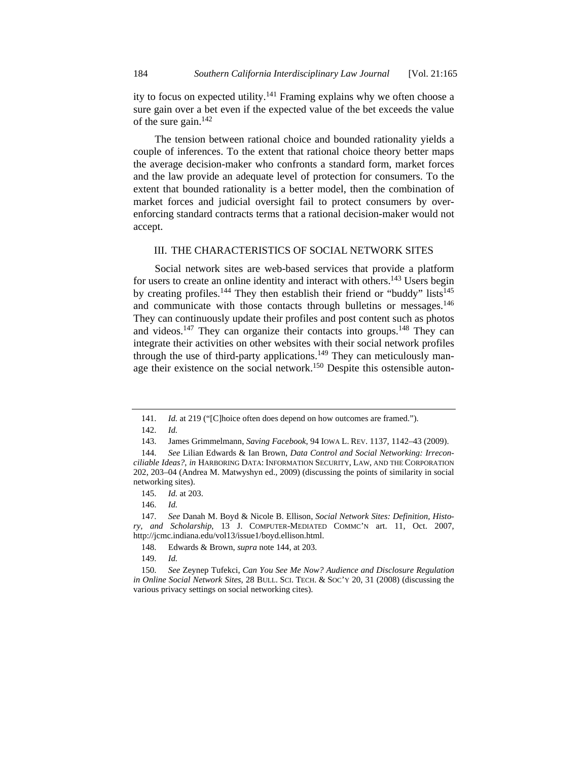ity to focus on expected utility.[141] Framing explains why we often choose a sure gain over a bet even if the expected value of the bet exceeds the value of the sure gain.[142]

The tension between rational choice and bounded rationality yields a couple of inferences. To the extent that rational choice theory better maps the average decision-maker who confronts a standard form, market forces and the law provide an adequate level of protection for consumers. To the extent that bounded rationality is a better model, then the combination of market forces and judicial oversight fail to protect consumers by over-enforcing standard contracts terms that a rational decision-maker would not accept.

## III. THE CHARACTERISTICS OF SOCIAL NETWORK SITES

Social network sites are web-based services that provide a platform for users to create an online identity and interact with others.[143] Users begin by creating profiles.[144] They then establish their friend or "buddy" lists[145] and communicate with those contacts through bulletins or messages.[146] They can continuously update their profiles and post content such as photos and videos.[147] They can organize their contacts into groups.[148] They can integrate their activities on other websites with their social network profiles through the use of third-party applications.[149] They can meticulously manage their existence on the social network.[150] Despite this ostensible auton-

---

141. *Id.* at 219 ("[C]hoice often does depend on how outcomes are framed.").

142. *Id.*

143. James Grimmelmann, *Saving Facebook*, 94 IOWA L. REV. 1137, 1142–43 (2009).

144. *See* Lilian Edwards & Ian Brown, *Data Control and Social Networking: Irreconcilable Ideas?*, *in* HARBORING DATA: INFORMATION SECURITY, LAW, AND THE CORPORATION 202, 203–04 (Andrea M. Matwyshyn ed., 2009) (discussing the points of similarity in social networking sites).

145. *Id.* at 203.

146. *Id.*

147. *See* Danah M. Boyd & Nicole B. Ellison, *Social Network Sites: Definition, History, and Scholarship*, 13 J. COMPUTER-MEDIATED COMMC'N art. 11, Oct. 2007, http://jcmc.indiana.edu/vol13/issue1/boyd.ellison.html.

148. Edwards & Brown, *supra* note 144, at 203.

149. *Id.*

150. *See* Zeynep Tufekci, *Can You See Me Now? Audience and Disclosure Regulation in Online Social Network Sites*, 28 BULL. SCI. TECH. & SOC'Y 20, 31 (2008) (discussing the various privacy settings on social networking cites).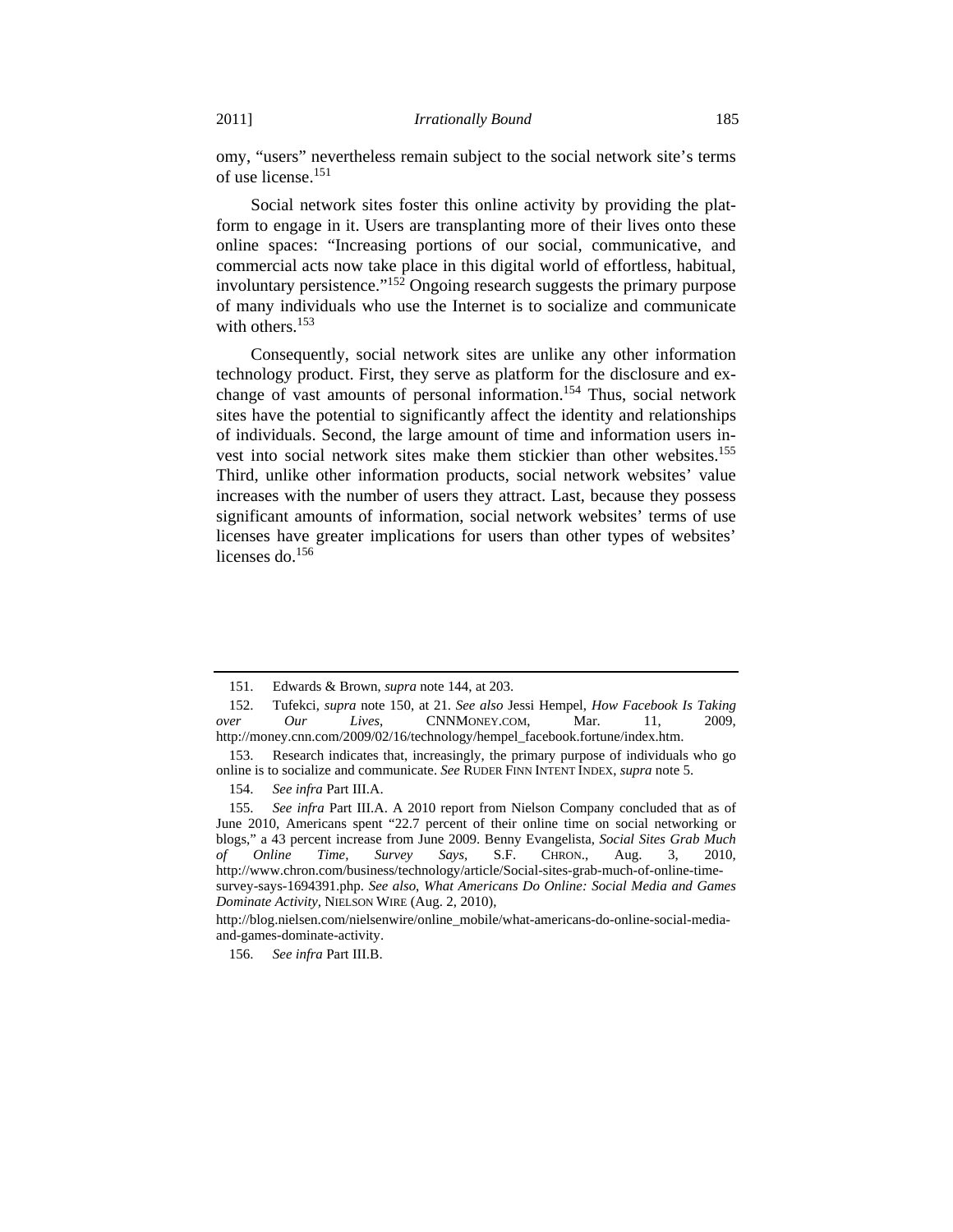omy, "users" nevertheless remain subject to the social network site's terms of use license.[151]

Social network sites foster this online activity by providing the platform to engage in it. Users are transplanting more of their lives onto these online spaces: "Increasing portions of our social, communicative, and commercial acts now take place in this digital world of effortless, habitual, involuntary persistence."[152] Ongoing research suggests the primary purpose of many individuals who use the Internet is to socialize and communicate with others.[153]

Consequently, social network sites are unlike any other information technology product. First, they serve as platform for the disclosure and exchange of vast amounts of personal information.[154] Thus, social network sites have the potential to significantly affect the identity and relationships of individuals. Second, the large amount of time and information users invest into social network sites make them stickier than other websites.[155] Third, unlike other information products, social network websites' value increases with the number of users they attract. Last, because they possess significant amounts of information, social network websites' terms of use licenses have greater implications for users than other types of websites' licenses do.[156]

---

151. Edwards & Brown, *supra* note 144, at 203.

152. Tufekci, *supra* note 150, at 21. *See also* Jessi Hempel, *How Facebook Is Taking over Our Lives*, CNNMONEY.COM, Mar. 11, 2009, http://money.cnn.com/2009/02/16/technology/hempel_facebook.fortune/index.htm.

153. Research indicates that, increasingly, the primary purpose of individuals who go online is to socialize and communicate. *See* RUDER FINN INTENT INDEX, *supra* note 5.

154. *See infra* Part III.A.

155. *See infra* Part III.A. A 2010 report from Nielson Company concluded that as of June 2010, Americans spent "22.7 percent of their online time on social networking or blogs," a 43 percent increase from June 2009. Benny Evangelista, *Social Sites Grab Much of Online Time, Survey Says*, S.F. CHRON., Aug. 3, 2010, http://www.chron.com/business/technology/article/Social-sites-grab-much-of-online-time-survey-says-1694391.php. *See also*, *What Americans Do Online: Social Media and Games Dominate Activity*, NIELSON WIRE (Aug. 2, 2010), http://blog.nielsen.com/nielsenwire/online_mobile/what-americans-do-online-social-media-and-games-dominate-activity.

156. *See infra* Part III.B.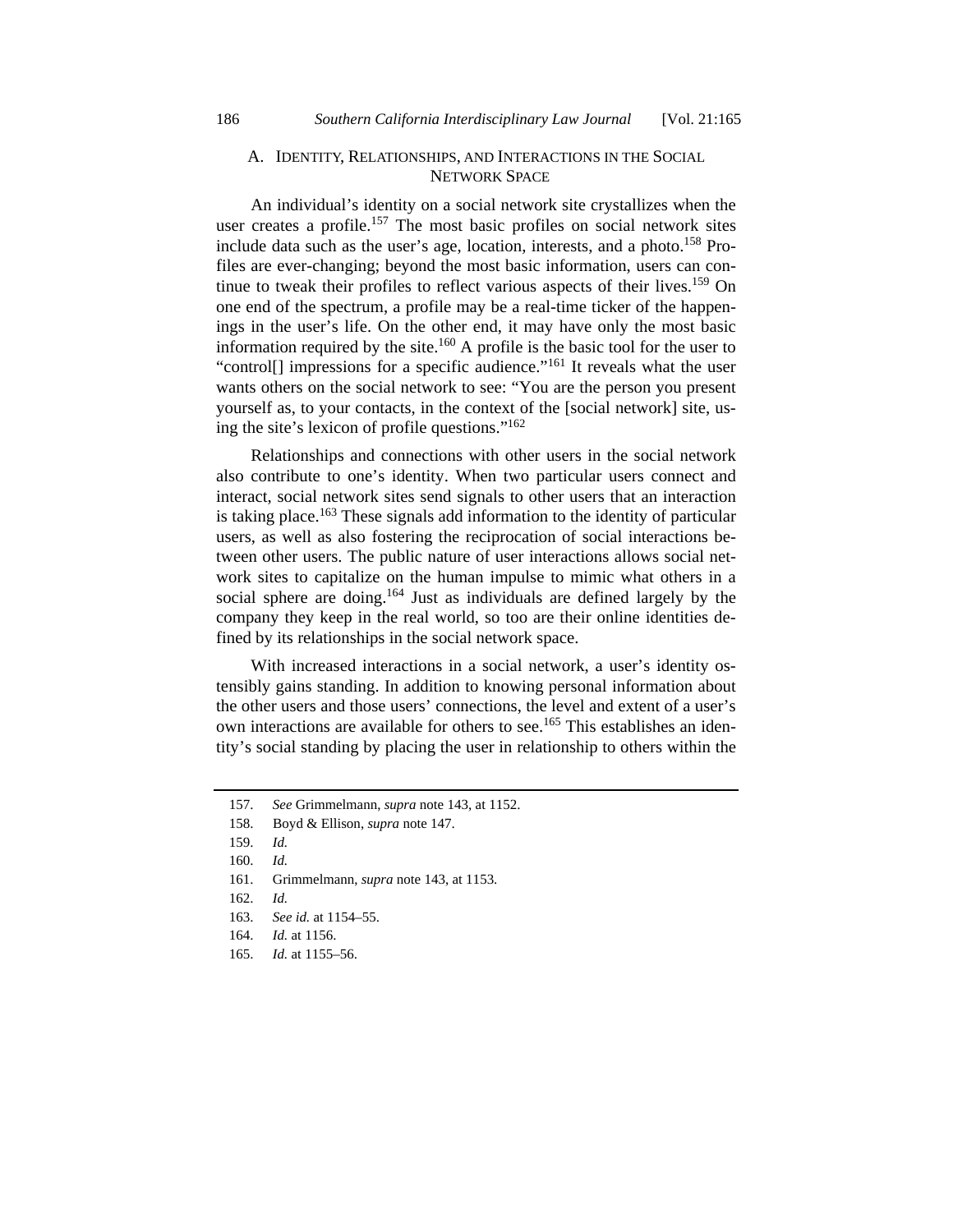### A. Identity, Relationships, and Interactions in the Social Network Space

An individual's identity on a social network site crystallizes when the user creates a profile.[157] The most basic profiles on social network sites include data such as the user's age, location, interests, and a photo.[158] Profiles are ever-changing; beyond the most basic information, users can continue to tweak their profiles to reflect various aspects of their lives.[159] On one end of the spectrum, a profile may be a real-time ticker of the happenings in the user's life. On the other end, it may have only the most basic information required by the site.[160] A profile is the basic tool for the user to "control[] impressions for a specific audience."[161] It reveals what the user wants others on the social network to see: "You are the person you present yourself as, to your contacts, in the context of the [social network] site, using the site's lexicon of profile questions."[162]

Relationships and connections with other users in the social network also contribute to one's identity. When two particular users connect and interact, social network sites send signals to other users that an interaction is taking place.[163] These signals add information to the identity of particular users, as well as also fostering the reciprocation of social interactions between other users. The public nature of user interactions allows social network sites to capitalize on the human impulse to mimic what others in a social sphere are doing.[164] Just as individuals are defined largely by the company they keep in the real world, so too are their online identities defined by its relationships in the social network space.

With increased interactions in a social network, a user's identity ostensibly gains standing. In addition to knowing personal information about the other users and those users' connections, the level and extent of a user's own interactions are available for others to see.[165] This establishes an identity's social standing by placing the user in relationship to others within the

---

157. *See* Grimmelmann, *supra* note 143, at 1152.

158. Boyd & Ellison, *supra* note 147.

159. *Id.*

160. *Id.*

161. Grimmelmann, *supra* note 143, at 1153.

162. *Id.*

163. *See id.* at 1154–55.

164. *Id.* at 1156.

165. *Id.* at 1155–56.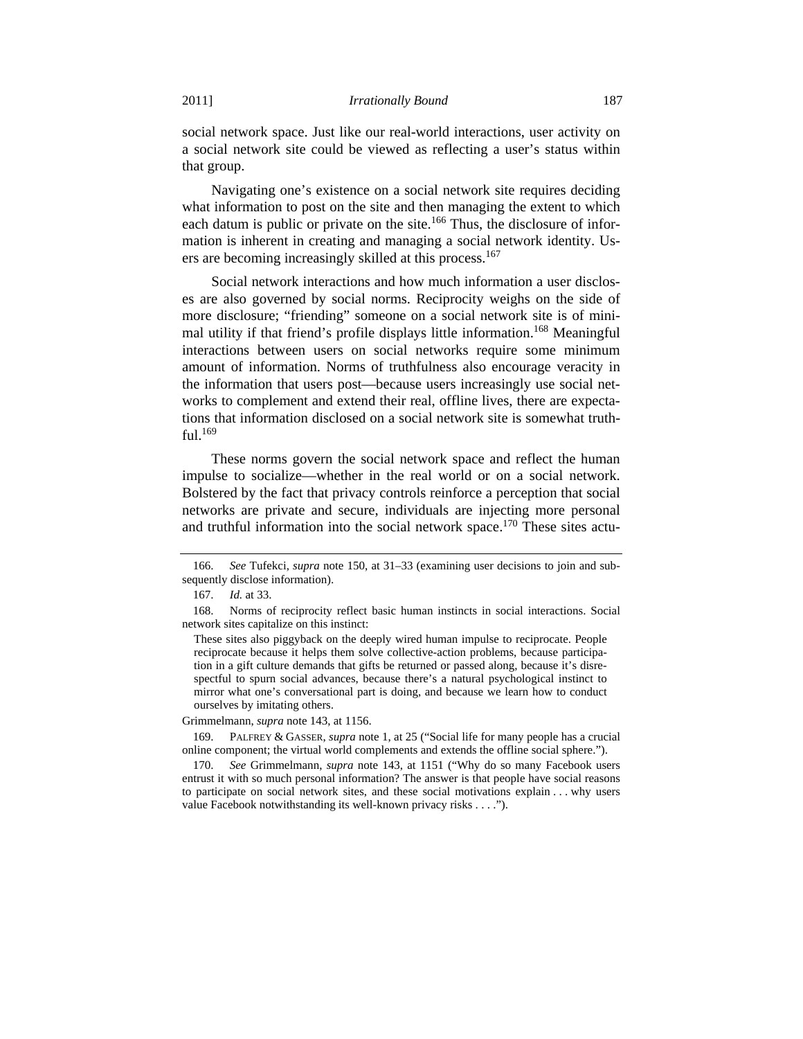social network space. Just like our real-world interactions, user activity on a social network site could be viewed as reflecting a user's status within that group.

Navigating one's existence on a social network site requires deciding what information to post on the site and then managing the extent to which each datum is public or private on the site.[166] Thus, the disclosure of information is inherent in creating and managing a social network identity. Users are becoming increasingly skilled at this process.[167]

Social network interactions and how much information a user discloses are also governed by social norms. Reciprocity weighs on the side of more disclosure; "friending" someone on a social network site is of minimal utility if that friend's profile displays little information.[168] Meaningful interactions between users on social networks require some minimum amount of information. Norms of truthfulness also encourage veracity in the information that users post—because users increasingly use social networks to complement and extend their real, offline lives, there are expectations that information disclosed on a social network site is somewhat truthful.[169]

These norms govern the social network space and reflect the human impulse to socialize—whether in the real world or on a social network. Bolstered by the fact that privacy controls reinforce a perception that social networks are private and secure, individuals are injecting more personal and truthful information into the social network space.[170] These sites actu-

---

166. *See* Tufekci, *supra* note 150, at 31–33 (examining user decisions to join and subsequently disclose information).

167. *Id.* at 33.

168. Norms of reciprocity reflect basic human instincts in social interactions. Social network sites capitalize on this instinct:

> These sites also piggyback on the deeply wired human impulse to reciprocate. People reciprocate because it helps them solve collective-action problems, because participation in a gift culture demands that gifts be returned or passed along, because it's disrespectful to spurn social advances, because there's a natural psychological instinct to mirror what one's conversational part is doing, and because we learn how to conduct ourselves by imitating others.

Grimmelmann, *supra* note 143, at 1156.

169. PALFREY & GASSER, *supra* note 1, at 25 ("Social life for many people has a crucial online component; the virtual world complements and extends the offline social sphere.").

170. *See* Grimmelmann, *supra* note 143, at 1151 ("Why do so many Facebook users entrust it with so much personal information? The answer is that people have social reasons to participate on social network sites, and these social motivations explain . . . why users value Facebook notwithstanding its well-known privacy risks . . . .").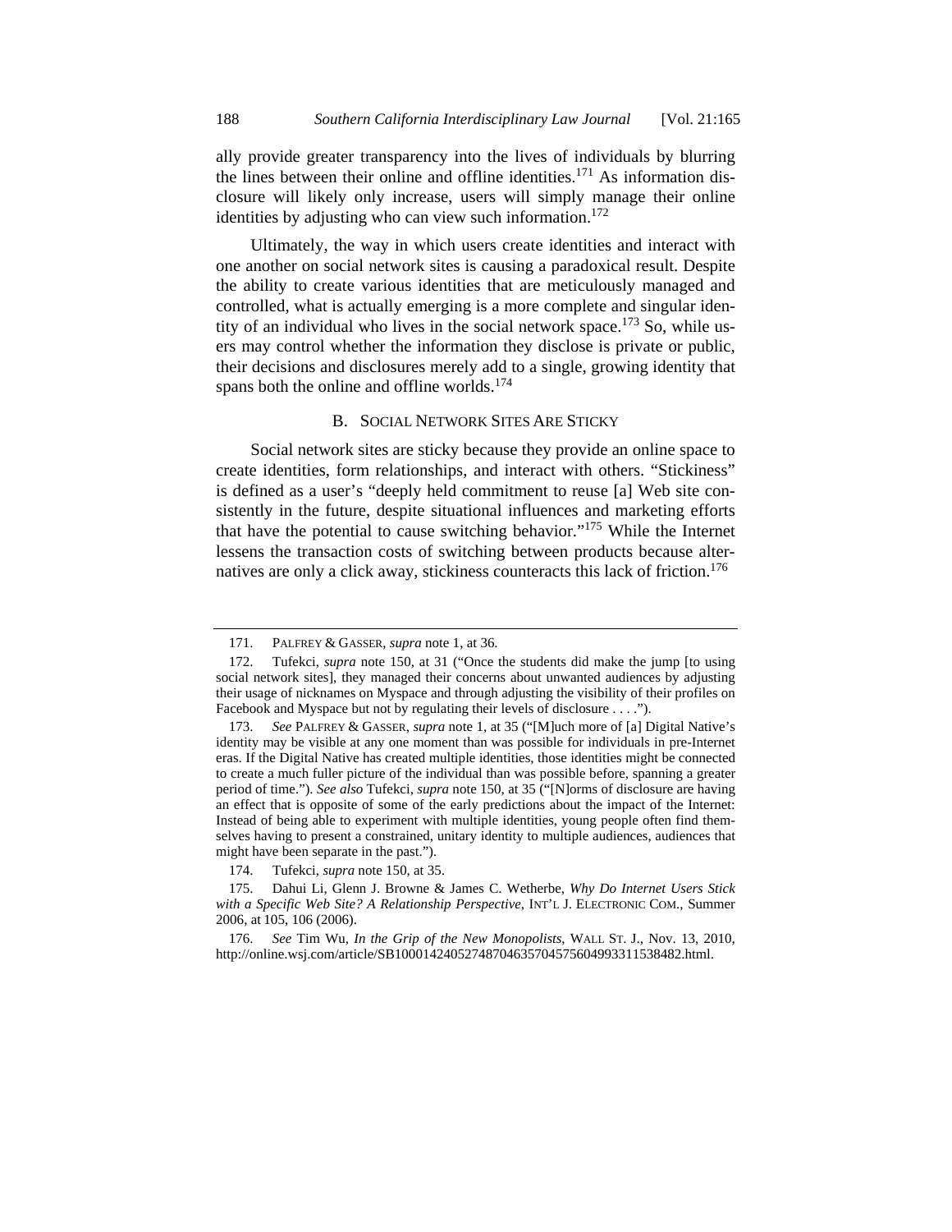ally provide greater transparency into the lives of individuals by blurring the lines between their online and offline identities.[171] As information disclosure will likely only increase, users will simply manage their online identities by adjusting who can view such information.[172]

Ultimately, the way in which users create identities and interact with one another on social network sites is causing a paradoxical result. Despite the ability to create various identities that are meticulously managed and controlled, what is actually emerging is a more complete and singular identity of an individual who lives in the social network space.[173] So, while users may control whether the information they disclose is private or public, their decisions and disclosures merely add to a single, growing identity that spans both the online and offline worlds.[174]

### B. SOCIAL NETWORK SITES ARE STICKY

Social network sites are sticky because they provide an online space to create identities, form relationships, and interact with others. "Stickiness" is defined as a user's "deeply held commitment to reuse [a] Web site consistently in the future, despite situational influences and marketing efforts that have the potential to cause switching behavior."[175] While the Internet lessens the transaction costs of switching between products because alternatives are only a click away, stickiness counteracts this lack of friction.[176]

---

171. PALFREY & GASSER, *supra* note 1, at 36.

172. Tufekci, *supra* note 150, at 31 ("Once the students did make the jump [to using social network sites], they managed their concerns about unwanted audiences by adjusting their usage of nicknames on Myspace and through adjusting the visibility of their profiles on Facebook and Myspace but not by regulating their levels of disclosure . . . .").

173. *See* PALFREY & GASSER, *supra* note 1, at 35 ("[M]uch more of [a] Digital Native's identity may be visible at any one moment than was possible for individuals in pre-Internet eras. If the Digital Native has created multiple identities, those identities might be connected to create a much fuller picture of the individual than was possible before, spanning a greater period of time."). *See also* Tufekci, *supra* note 150, at 35 ("[N]orms of disclosure are having an effect that is opposite of some of the early predictions about the impact of the Internet: Instead of being able to experiment with multiple identities, young people often find themselves having to present a constrained, unitary identity to multiple audiences, audiences that might have been separate in the past.").

174. Tufekci, *supra* note 150, at 35.

175. Dahui Li, Glenn J. Browne & James C. Wetherbe, *Why Do Internet Users Stick with a Specific Web Site? A Relationship Perspective*, INT'L J. ELECTRONIC COM., Summer 2006, at 105, 106 (2006).

176. *See* Tim Wu, *In the Grip of the New Monopolists*, WALL ST. J., Nov. 13, 2010, http://online.wsj.com/article/SB10001424052748704635704575604993311538482.html.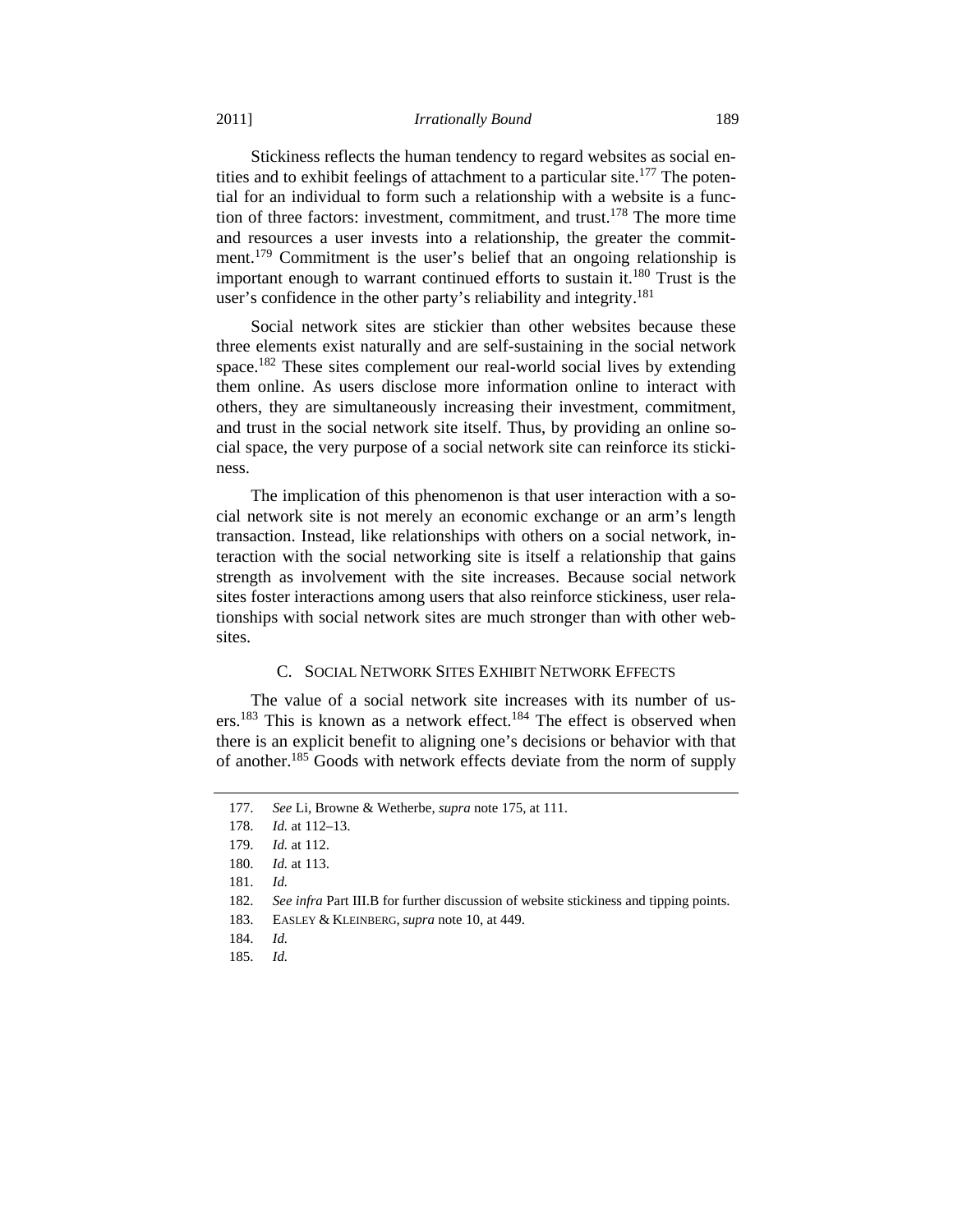Stickiness reflects the human tendency to regard websites as social entities and to exhibit feelings of attachment to a particular site.[177] The potential for an individual to form such a relationship with a website is a function of three factors: investment, commitment, and trust.[178] The more time and resources a user invests into a relationship, the greater the commitment.[179] Commitment is the user's belief that an ongoing relationship is important enough to warrant continued efforts to sustain it.[180] Trust is the user's confidence in the other party's reliability and integrity.[181]

Social network sites are stickier than other websites because these three elements exist naturally and are self-sustaining in the social network space.[182] These sites complement our real-world social lives by extending them online. As users disclose more information online to interact with others, they are simultaneously increasing their investment, commitment, and trust in the social network site itself. Thus, by providing an online social space, the very purpose of a social network site can reinforce its stickiness.

The implication of this phenomenon is that user interaction with a social network site is not merely an economic exchange or an arm's length transaction. Instead, like relationships with others on a social network, interaction with the social networking site is itself a relationship that gains strength as involvement with the site increases. Because social network sites foster interactions among users that also reinforce stickiness, user relationships with social network sites are much stronger than with other websites.

### C. Social Network Sites Exhibit Network Effects

The value of a social network site increases with its number of users.[183] This is known as a network effect.[184] The effect is observed when there is an explicit benefit to aligning one's decisions or behavior with that of another.[185] Goods with network effects deviate from the norm of supply

---

177. *See* Li, Browne & Wetherbe, *supra* note 175, at 111.

178. *Id.* at 112–13.

179. *Id.* at 112.

180. *Id.* at 113.

181. *Id.*

182. *See infra* Part III.B for further discussion of website stickiness and tipping points.

183. Easley & Kleinberg, *supra* note 10, at 449.

184. *Id.*

185. *Id.*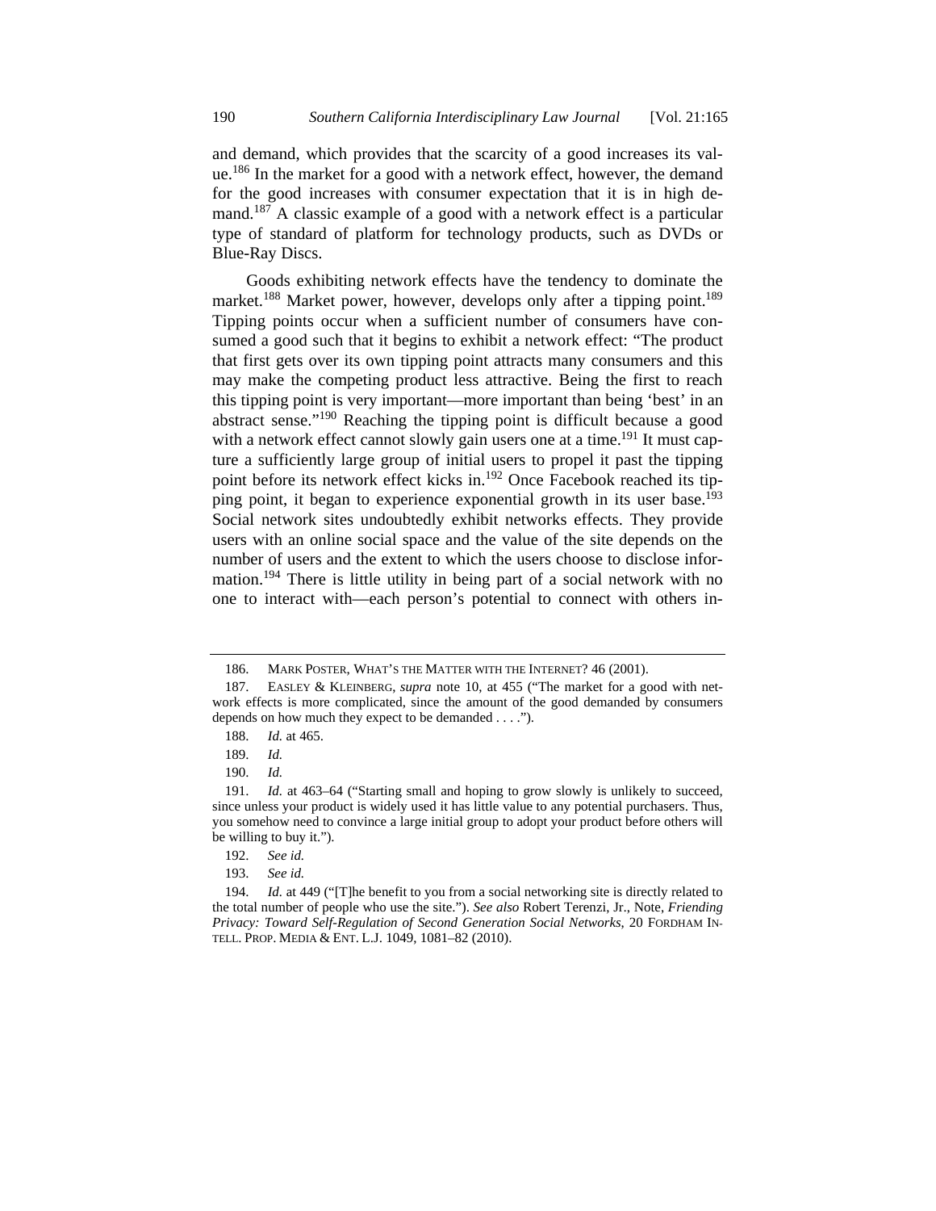and demand, which provides that the scarcity of a good increases its value.[186] In the market for a good with a network effect, however, the demand for the good increases with consumer expectation that it is in high demand.[187] A classic example of a good with a network effect is a particular type of standard of platform for technology products, such as DVDs or Blue-Ray Discs.

Goods exhibiting network effects have the tendency to dominate the market.[188] Market power, however, develops only after a tipping point.[189] Tipping points occur when a sufficient number of consumers have consumed a good such that it begins to exhibit a network effect: "The product that first gets over its own tipping point attracts many consumers and this may make the competing product less attractive. Being the first to reach this tipping point is very important—more important than being 'best' in an abstract sense."[190] Reaching the tipping point is difficult because a good with a network effect cannot slowly gain users one at a time.[191] It must capture a sufficiently large group of initial users to propel it past the tipping point before its network effect kicks in.[192] Once Facebook reached its tipping point, it began to experience exponential growth in its user base.[193] Social network sites undoubtedly exhibit networks effects. They provide users with an online social space and the value of the site depends on the number of users and the extent to which the users choose to disclose information.[194] There is little utility in being part of a social network with no one to interact with—each person's potential to connect with others in-

---

186. MARK POSTER, WHAT'S THE MATTER WITH THE INTERNET? 46 (2001).

187. EASLEY & KLEINBERG, *supra* note 10, at 455 ("The market for a good with network effects is more complicated, since the amount of the good demanded by consumers depends on how much they expect to be demanded . . . .").

188. *Id.* at 465.

189. *Id.*

190. *Id.*

191. *Id.* at 463–64 ("Starting small and hoping to grow slowly is unlikely to succeed, since unless your product is widely used it has little value to any potential purchasers. Thus, you somehow need to convince a large initial group to adopt your product before others will be willing to buy it.").

192. *See id.*

193. *See id.*

194. *Id.* at 449 ("[T]he benefit to you from a social networking site is directly related to the total number of people who use the site."). *See also* Robert Terenzi, Jr., Note, *Friending Privacy: Toward Self-Regulation of Second Generation Social Networks*, 20 FORDHAM INTELL. PROP. MEDIA & ENT. L.J. 1049, 1081–82 (2010).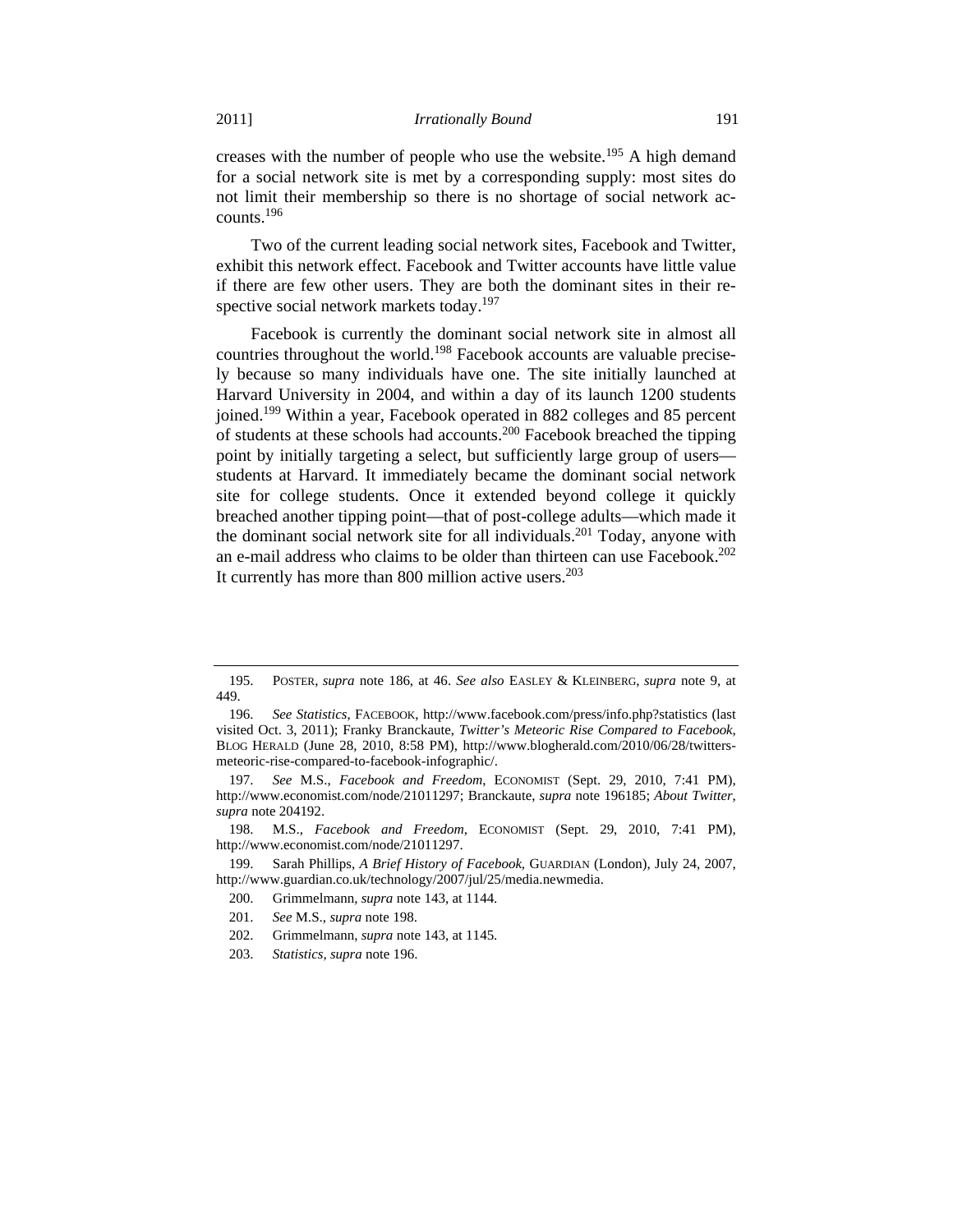creases with the number of people who use the website.[195] A high demand for a social network site is met by a corresponding supply: most sites do not limit their membership so there is no shortage of social network accounts.[196]

Two of the current leading social network sites, Facebook and Twitter, exhibit this network effect. Facebook and Twitter accounts have little value if there are few other users. They are both the dominant sites in their respective social network markets today.[197]

Facebook is currently the dominant social network site in almost all countries throughout the world.[198] Facebook accounts are valuable precisely because so many individuals have one. The site initially launched at Harvard University in 2004, and within a day of its launch 1200 students joined.[199] Within a year, Facebook operated in 882 colleges and 85 percent of students at these schools had accounts.[200] Facebook breached the tipping point by initially targeting a select, but sufficiently large group of users—students at Harvard. It immediately became the dominant social network site for college students. Once it extended beyond college it quickly breached another tipping point—that of post-college adults—which made it the dominant social network site for all individuals.[201] Today, anyone with an e-mail address who claims to be older than thirteen can use Facebook.[202] It currently has more than 800 million active users.[203]

---

195. POSTER, *supra* note 186, at 46. *See also* EASLEY & KLEINBERG, *supra* note 9, at 449.

196. *See Statistics*, FACEBOOK, http://www.facebook.com/press/info.php?statistics (last visited Oct. 3, 2011); Franky Branckaute, *Twitter's Meteoric Rise Compared to Facebook*, BLOG HERALD (June 28, 2010, 8:58 PM), http://www.blogherald.com/2010/06/28/twitters-meteoric-rise-compared-to-facebook-infographic/.

197. *See* M.S., *Facebook and Freedom*, ECONOMIST (Sept. 29, 2010, 7:41 PM), http://www.economist.com/node/21011297; Branckaute, *supra* note 196185; *About Twitter*, *supra* note 204192.

198. M.S., *Facebook and Freedom*, ECONOMIST (Sept. 29, 2010, 7:41 PM), http://www.economist.com/node/21011297.

199. Sarah Phillips, *A Brief History of Facebook*, GUARDIAN (London), July 24, 2007, http://www.guardian.co.uk/technology/2007/jul/25/media.newmedia.

200. Grimmelmann, *supra* note 143, at 1144.

201. *See* M.S., *supra* note 198.

202. Grimmelmann, *supra* note 143, at 1145.

203. *Statistics*, *supra* note 196.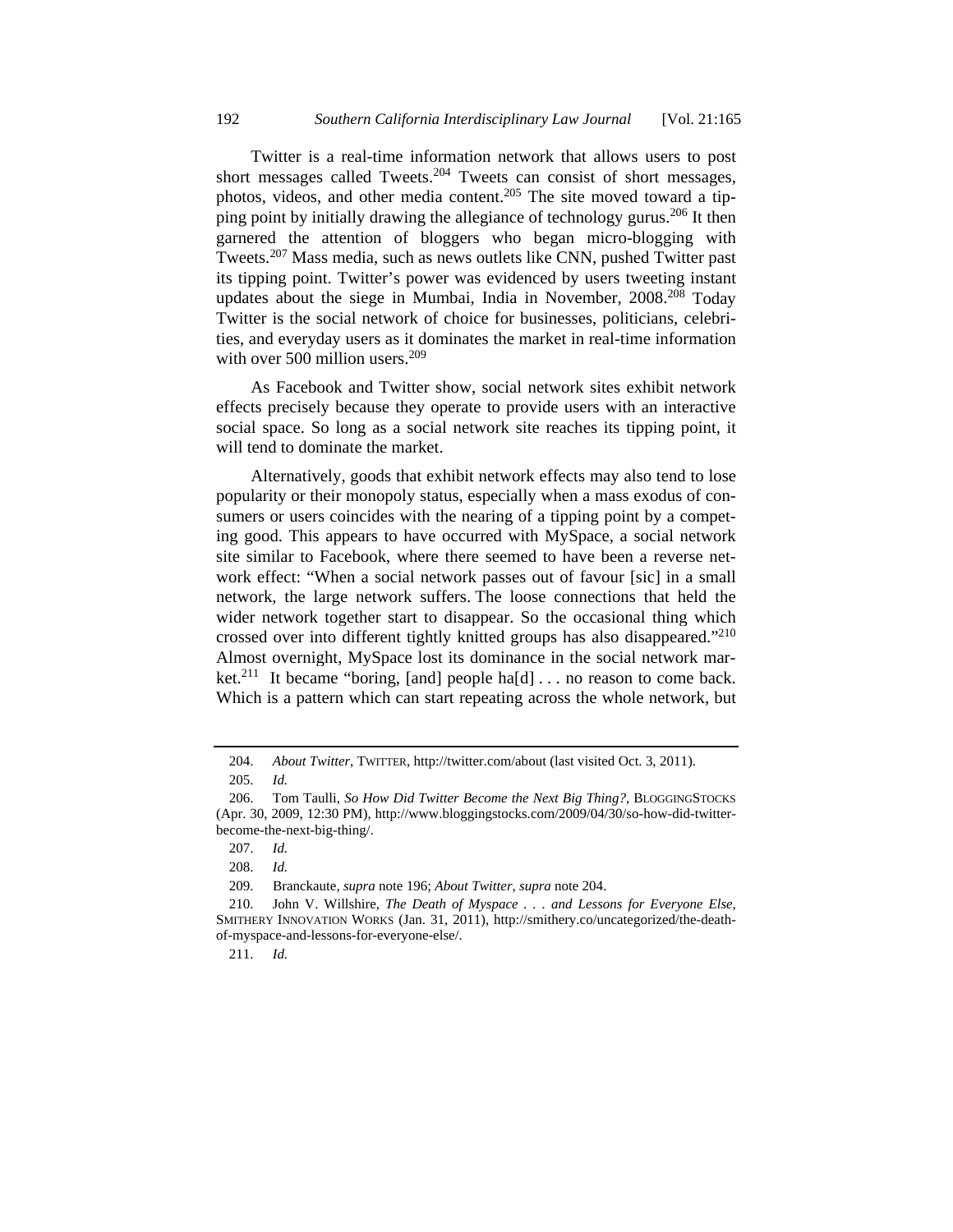Twitter is a real-time information network that allows users to post short messages called Tweets.[204] Tweets can consist of short messages, photos, videos, and other media content.[205] The site moved toward a tipping point by initially drawing the allegiance of technology gurus.[206] It then garnered the attention of bloggers who began micro-blogging with Tweets.[207] Mass media, such as news outlets like CNN, pushed Twitter past its tipping point. Twitter's power was evidenced by users tweeting instant updates about the siege in Mumbai, India in November, 2008.[208] Today Twitter is the social network of choice for businesses, politicians, celebrities, and everyday users as it dominates the market in real-time information with over 500 million users.[209]

As Facebook and Twitter show, social network sites exhibit network effects precisely because they operate to provide users with an interactive social space. So long as a social network site reaches its tipping point, it will tend to dominate the market.

Alternatively, goods that exhibit network effects may also tend to lose popularity or their monopoly status, especially when a mass exodus of consumers or users coincides with the nearing of a tipping point by a competing good. This appears to have occurred with MySpace, a social network site similar to Facebook, where there seemed to have been a reverse network effect: "When a social network passes out of favour [sic] in a small network, the large network suffers. The loose connections that held the wider network together start to disappear. So the occasional thing which crossed over into different tightly knitted groups has also disappeared."[210] Almost overnight, MySpace lost its dominance in the social network market.[211] It became "boring, [and] people ha[d] . . . no reason to come back. Which is a pattern which can start repeating across the whole network, but

---

204. *About Twitter*, TWITTER, http://twitter.com/about (last visited Oct. 3, 2011).

205. *Id.*

206. Tom Taulli, *So How Did Twitter Become the Next Big Thing?*, BLOGGINGSTOCKS (Apr. 30, 2009, 12:30 PM), http://www.bloggingstocks.com/2009/04/30/so-how-did-twitter-become-the-next-big-thing/.

207. *Id.*

208. *Id.*

209. Branckaute, *supra* note 196; *About Twitter*, *supra* note 204.

210. John V. Willshire, *The Death of Myspace . . . and Lessons for Everyone Else*, SMITHERY INNOVATION WORKS (Jan. 31, 2011), http://smithery.co/uncategorized/the-death-of-myspace-and-lessons-for-everyone-else/.

211. *Id.*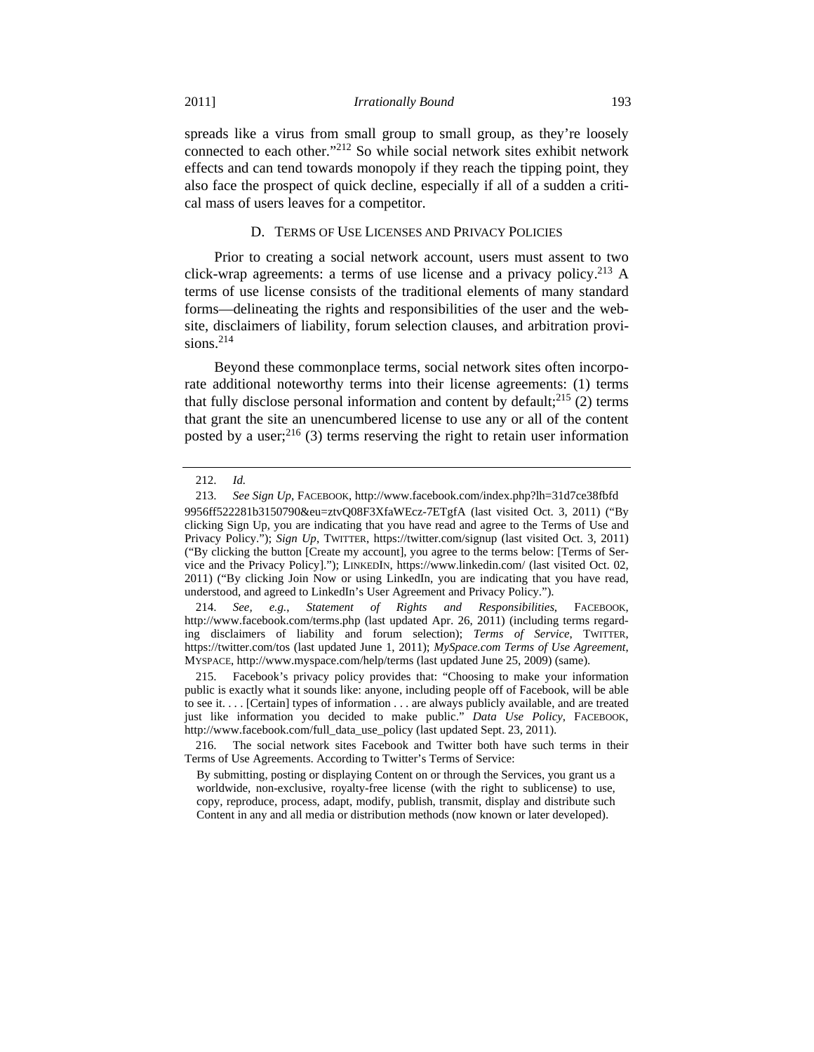spreads like a virus from small group to small group, as they're loosely connected to each other."[212] So while social network sites exhibit network effects and can tend towards monopoly if they reach the tipping point, they also face the prospect of quick decline, especially if all of a sudden a critical mass of users leaves for a competitor.

### D. Terms of Use Licenses and Privacy Policies

Prior to creating a social network account, users must assent to two click-wrap agreements: a terms of use license and a privacy policy.[213] A terms of use license consists of the traditional elements of many standard forms—delineating the rights and responsibilities of the user and the website, disclaimers of liability, forum selection clauses, and arbitration provisions.[214]

Beyond these commonplace terms, social network sites often incorporate additional noteworthy terms into their license agreements: (1) terms that fully disclose personal information and content by default;[215] (2) terms that grant the site an unencumbered license to use any or all of the content posted by a user;[216] (3) terms reserving the right to retain user information

---

212. *Id.*

213. *See Sign Up*, FACEBOOK, http://www.facebook.com/index.php?lh=31d7ce38fbfd9956ff522281b3150790&eu=ztvQ08F3XfaWEcz-7ETgfA (last visited Oct. 3, 2011) ("By clicking Sign Up, you are indicating that you have read and agree to the Terms of Use and Privacy Policy."); *Sign Up*, TWITTER, https://twitter.com/signup (last visited Oct. 3, 2011) ("By clicking the button [Create my account], you agree to the terms below: [Terms of Service and the Privacy Policy]."); LINKEDIN, https://www.linkedin.com/ (last visited Oct. 02, 2011) ("By clicking Join Now or using LinkedIn, you are indicating that you have read, understood, and agreed to LinkedIn's User Agreement and Privacy Policy.").

214. *See, e.g.*, *Statement of Rights and Responsibilities*, FACEBOOK, http://www.facebook.com/terms.php (last updated Apr. 26, 2011) (including terms regarding disclaimers of liability and forum selection); *Terms of Service*, TWITTER, https://twitter.com/tos (last updated June 1, 2011); *MySpace.com Terms of Use Agreement*, MYSPACE, http://www.myspace.com/help/terms (last updated June 25, 2009) (same).

215. Facebook's privacy policy provides that: "Choosing to make your information public is exactly what it sounds like: anyone, including people off of Facebook, will be able to see it. . . . [Certain] types of information . . . are always publicly available, and are treated just like information you decided to make public." *Data Use Policy*, FACEBOOK, http://www.facebook.com/full_data_use_policy (last updated Sept. 23, 2011).

216. The social network sites Facebook and Twitter both have such terms in their Terms of Use Agreements. According to Twitter's Terms of Service:

> By submitting, posting or displaying Content on or through the Services, you grant us a worldwide, non-exclusive, royalty-free license (with the right to sublicense) to use, copy, reproduce, process, adapt, modify, publish, transmit, display and distribute such Content in any and all media or distribution methods (now known or later developed).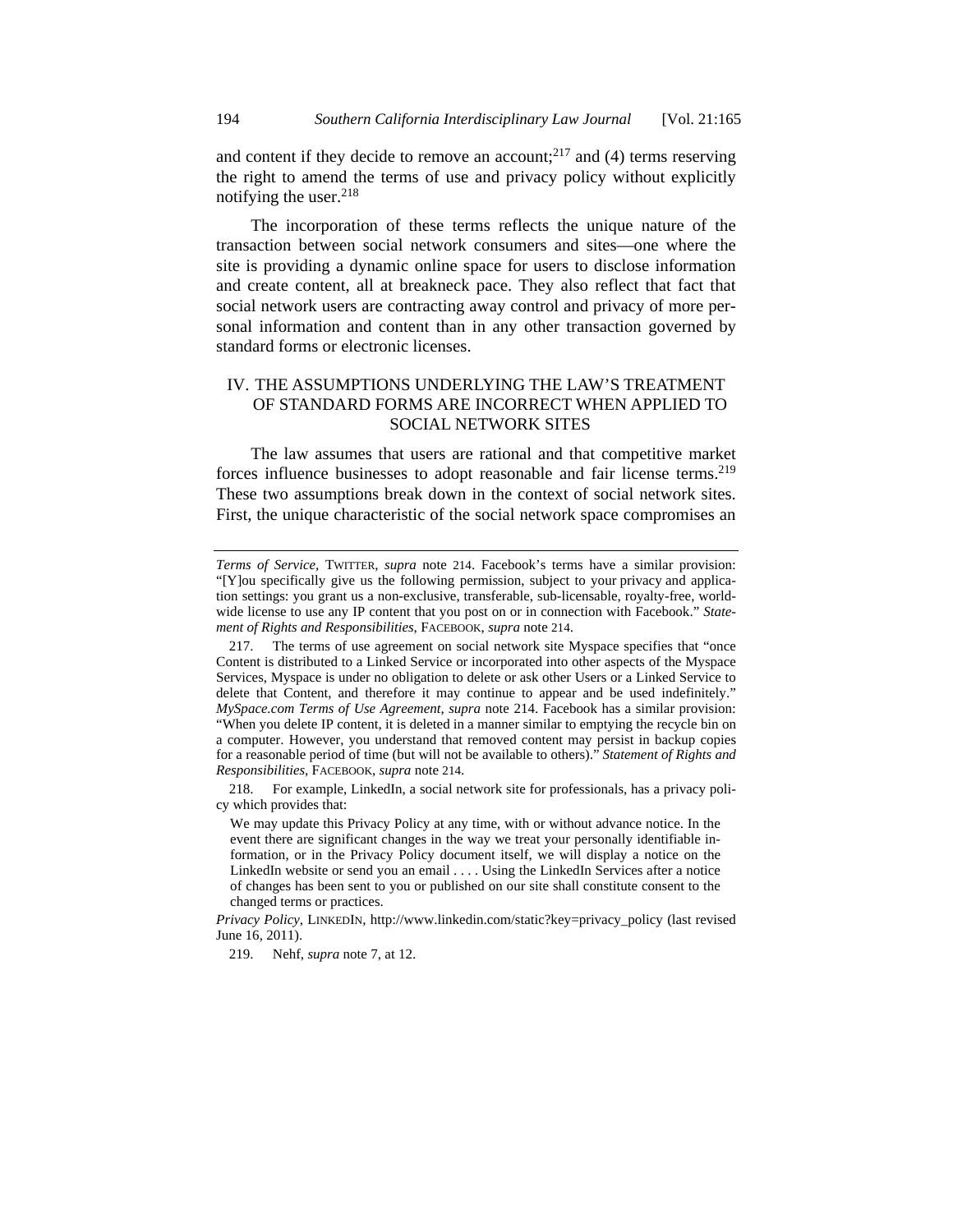and content if they decide to remove an account;[217] and (4) terms reserving the right to amend the terms of use and privacy policy without explicitly notifying the user.[218]

The incorporation of these terms reflects the unique nature of the transaction between social network consumers and sites—one where the site is providing a dynamic online space for users to disclose information and create content, all at breakneck pace. They also reflect that fact that social network users are contracting away control and privacy of more personal information and content than in any other transaction governed by standard forms or electronic licenses.

## IV. THE ASSUMPTIONS UNDERLYING THE LAW'S TREATMENT OF STANDARD FORMS ARE INCORRECT WHEN APPLIED TO SOCIAL NETWORK SITES

The law assumes that users are rational and that competitive market forces influence businesses to adopt reasonable and fair license terms.[219] These two assumptions break down in the context of social network sites. First, the unique characteristic of the social network space compromises an

---

*Terms of Service*, TWITTER, *supra* note 214. Facebook's terms have a similar provision: "[Y]ou specifically give us the following permission, subject to your privacy and application settings: you grant us a non-exclusive, transferable, sub-licensable, royalty-free, worldwide license to use any IP content that you post on or in connection with Facebook." *Statement of Rights and Responsibilities*, FACEBOOK, *supra* note 214.

217. The terms of use agreement on social network site Myspace specifies that "once Content is distributed to a Linked Service or incorporated into other aspects of the Myspace Services, Myspace is under no obligation to delete or ask other Users or a Linked Service to delete that Content, and therefore it may continue to appear and be used indefinitely." *MySpace.com Terms of Use Agreement*, *supra* note 214. Facebook has a similar provision: "When you delete IP content, it is deleted in a manner similar to emptying the recycle bin on a computer. However, you understand that removed content may persist in backup copies for a reasonable period of time (but will not be available to others)." *Statement of Rights and Responsibilities*, FACEBOOK, *supra* note 214.

218. For example, LinkedIn, a social network site for professionals, has a privacy policy which provides that:

> We may update this Privacy Policy at any time, with or without advance notice. In the event there are significant changes in the way we treat your personally identifiable information, or in the Privacy Policy document itself, we will display a notice on the LinkedIn website or send you an email . . . . Using the LinkedIn Services after a notice of changes has been sent to you or published on our site shall constitute consent to the changed terms or practices.

*Privacy Policy*, LINKEDIN, http://www.linkedin.com/static?key=privacy_policy (last revised June 16, 2011).

219. Nehf, *supra* note 7, at 12.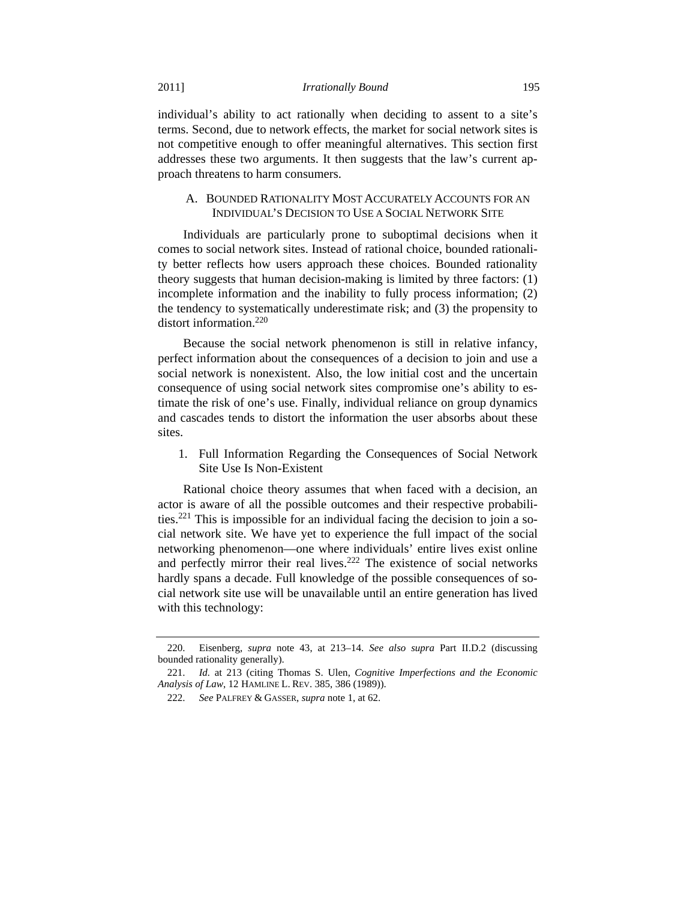individual's ability to act rationally when deciding to assent to a site's terms. Second, due to network effects, the market for social network sites is not competitive enough to offer meaningful alternatives. This section first addresses these two arguments. It then suggests that the law's current approach threatens to harm consumers.

### A. Bounded Rationality Most Accurately Accounts for an Individual's Decision to Use a Social Network Site

Individuals are particularly prone to suboptimal decisions when it comes to social network sites. Instead of rational choice, bounded rationality better reflects how users approach these choices. Bounded rationality theory suggests that human decision-making is limited by three factors: (1) incomplete information and the inability to fully process information; (2) the tendency to systematically underestimate risk; and (3) the propensity to distort information.[220]

Because the social network phenomenon is still in relative infancy, perfect information about the consequences of a decision to join and use a social network is nonexistent. Also, the low initial cost and the uncertain consequence of using social network sites compromise one's ability to estimate the risk of one's use. Finally, individual reliance on group dynamics and cascades tends to distort the information the user absorbs about these sites.

#### 1. Full Information Regarding the Consequences of Social Network Site Use Is Non-Existent

Rational choice theory assumes that when faced with a decision, an actor is aware of all the possible outcomes and their respective probabilities.[221] This is impossible for an individual facing the decision to join a social network site. We have yet to experience the full impact of the social networking phenomenon—one where individuals' entire lives exist online and perfectly mirror their real lives.[222] The existence of social networks hardly spans a decade. Full knowledge of the possible consequences of social network site use will be unavailable until an entire generation has lived with this technology:

---

220. Eisenberg, *supra* note 43, at 213–14. *See also supra* Part II.D.2 (discussing bounded rationality generally).

221. *Id.* at 213 (citing Thomas S. Ulen, *Cognitive Imperfections and the Economic Analysis of Law*, 12 HAMLINE L. REV. 385, 386 (1989)).

222. *See* PALFREY & GASSER, *supra* note 1, at 62.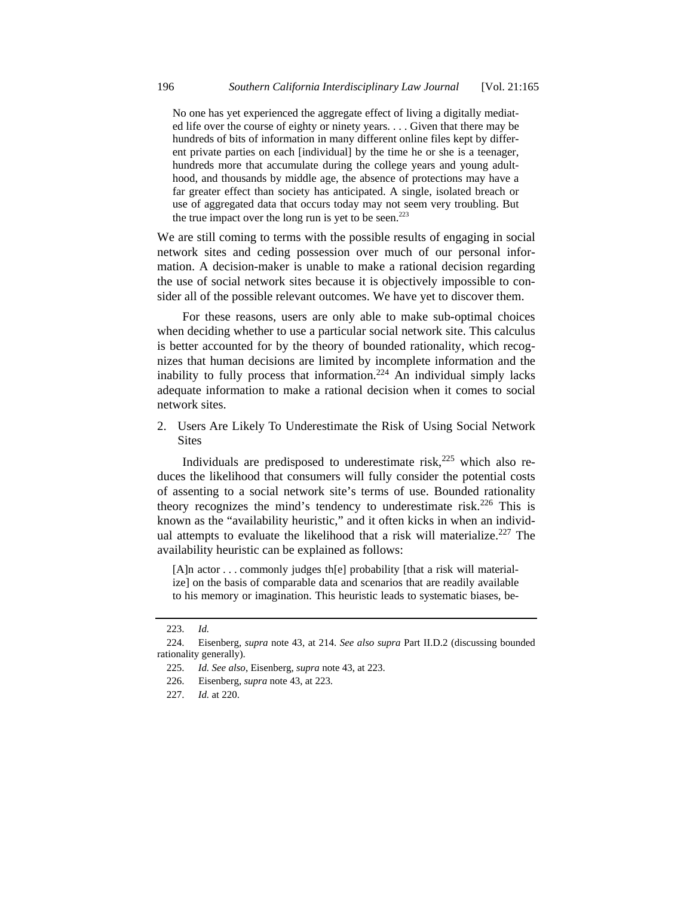> No one has yet experienced the aggregate effect of living a digitally mediated life over the course of eighty or ninety years. . . . Given that there may be hundreds of bits of information in many different online files kept by different private parties on each [individual] by the time he or she is a teenager, hundreds more that accumulate during the college years and young adulthood, and thousands by middle age, the absence of protections may have a far greater effect than society has anticipated. A single, isolated breach or use of aggregated data that occurs today may not seem very troubling. But the true impact over the long run is yet to be seen.[223]

We are still coming to terms with the possible results of engaging in social network sites and ceding possession over much of our personal information. A decision-maker is unable to make a rational decision regarding the use of social network sites because it is objectively impossible to consider all of the possible relevant outcomes. We have yet to discover them.

For these reasons, users are only able to make sub-optimal choices when deciding whether to use a particular social network site. This calculus is better accounted for by the theory of bounded rationality, which recognizes that human decisions are limited by incomplete information and the inability to fully process that information.[224] An individual simply lacks adequate information to make a rational decision when it comes to social network sites.

### 2. Users Are Likely To Underestimate the Risk of Using Social Network Sites

Individuals are predisposed to underestimate risk,[225] which also reduces the likelihood that consumers will fully consider the potential costs of assenting to a social network site's terms of use. Bounded rationality theory recognizes the mind's tendency to underestimate risk.[226] This is known as the "availability heuristic," and it often kicks in when an individual attempts to evaluate the likelihood that a risk will materialize.[227] The availability heuristic can be explained as follows:

> [A]n actor . . . commonly judges th[e] probability [that a risk will materialize] on the basis of comparable data and scenarios that are readily available to his memory or imagination. This heuristic leads to systematic biases, be-

---

223. *Id.*

224. Eisenberg, *supra* note 43, at 214. *See also supra* Part II.D.2 (discussing bounded rationality generally).

225. *Id. See also*, Eisenberg, *supra* note 43, at 223.

226. Eisenberg, *supra* note 43, at 223.

227. *Id.* at 220.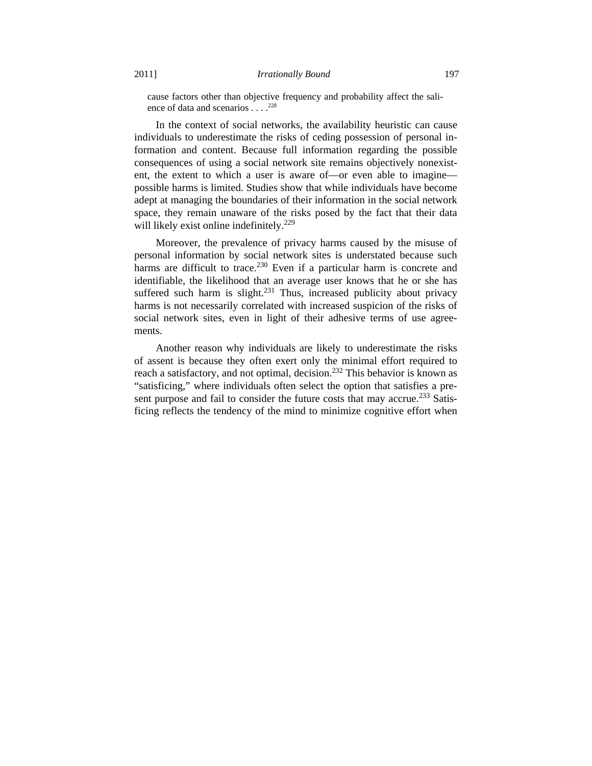cause factors other than objective frequency and probability affect the salience of data and scenarios . . . .[228]

In the context of social networks, the availability heuristic can cause individuals to underestimate the risks of ceding possession of personal information and content. Because full information regarding the possible consequences of using a social network site remains objectively nonexistent, the extent to which a user is aware of—or even able to imagine—possible harms is limited. Studies show that while individuals have become adept at managing the boundaries of their information in the social network space, they remain unaware of the risks posed by the fact that their data will likely exist online indefinitely.[229]

Moreover, the prevalence of privacy harms caused by the misuse of personal information by social network sites is understated because such harms are difficult to trace.[230] Even if a particular harm is concrete and identifiable, the likelihood that an average user knows that he or she has suffered such harm is slight.[231] Thus, increased publicity about privacy harms is not necessarily correlated with increased suspicion of the risks of social network sites, even in light of their adhesive terms of use agreements.

Another reason why individuals are likely to underestimate the risks of assent is because they often exert only the minimal effort required to reach a satisfactory, and not optimal, decision.[232] This behavior is known as "satisficing," where individuals often select the option that satisfies a present purpose and fail to consider the future costs that may accrue.[233] Satisficing reflects the tendency of the mind to minimize cognitive effort when